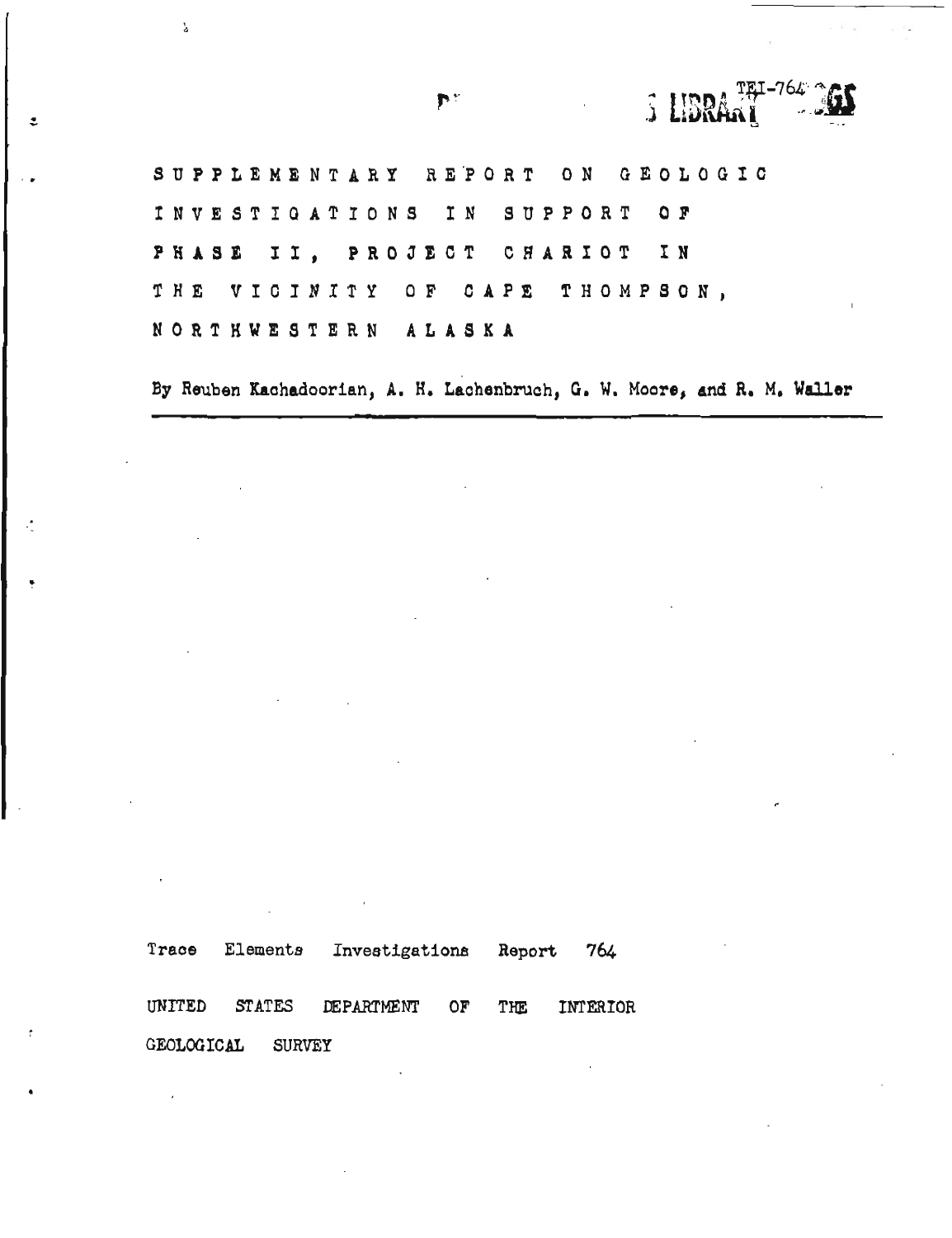TEI-764

# SUPPLEMENTARY REPORT ON GEOLOGIC INVESTIGATIONS IN SUPPORT OF PHASE II, PROJECT CHARIOT IN THE VICINITY OF CAPE THOMPSON, NORTHWESTERN ALASKA

By Reuben Kachadoorian, A. H. Lachenbruch, G. W. Moore, and R. M. Waller

Trace Elements Investigations Report 764

UNITED STATES DEPARTMENT OF THE INTERIOR

GEOLOGICAL SURVEY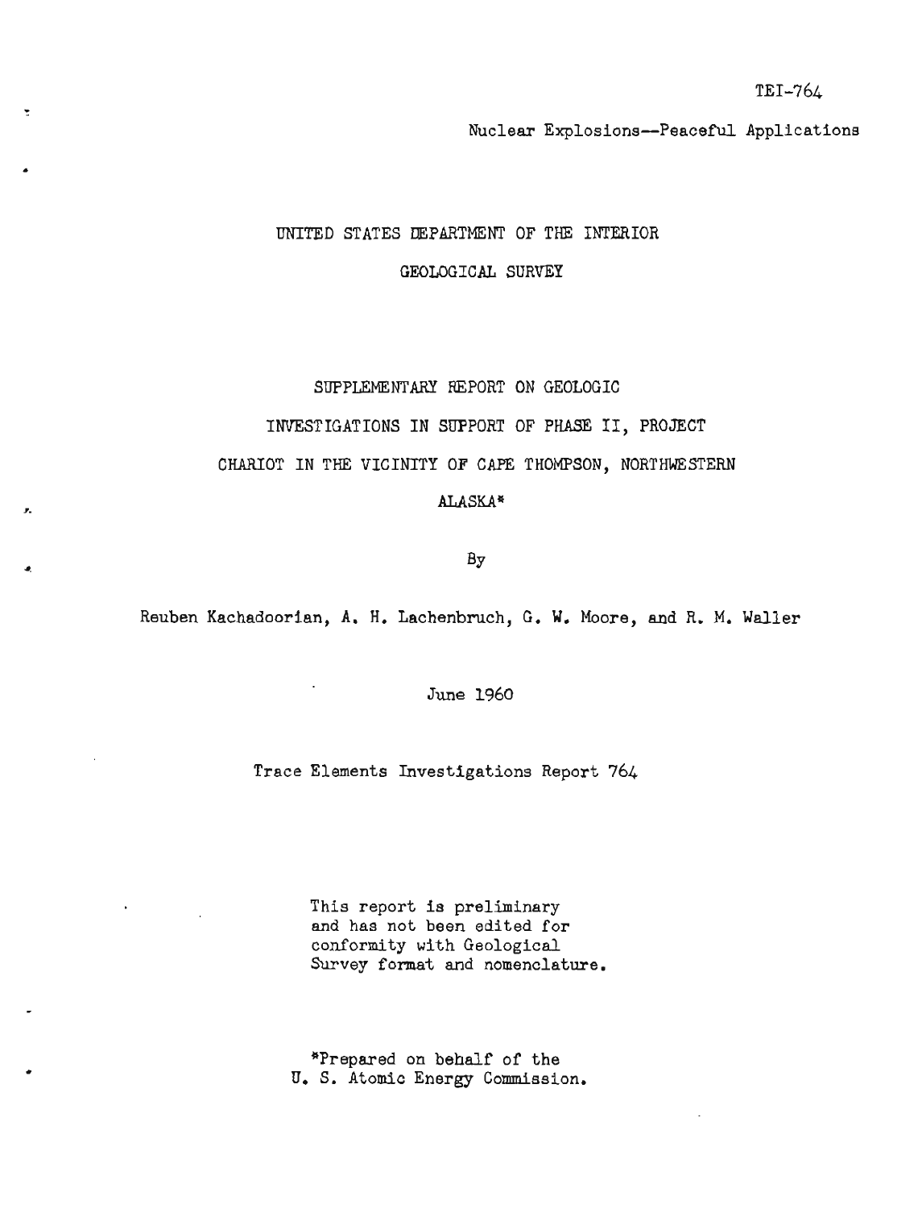TEI-764

Nuclear Explosions--Peaceful Applications

UNITED STATES DEPARTMENT OF THE INTERIOR

GEOLOGICAL SURVEY

# SUPPLEMENTARY REPORT ON GEOLOGIC INVESTIGATIONS IN SUPPORT OF PHASE II, PROJECT CHARIOT IN THE VICINITY OF CAPE THOMPSON, NORTHWESTERN ALASKA*

By

Reuben Kachadoorian, A. H. Lachenbruch, G. W. Moore, and R. M. Waller

June 1960

Trace Elements Investigations Report 764

This report is preliminary and has not been edited for conformity with Geological Survey format and nomenclature.

*Prepared on behalf of the U. S. Atomic Energy Commission.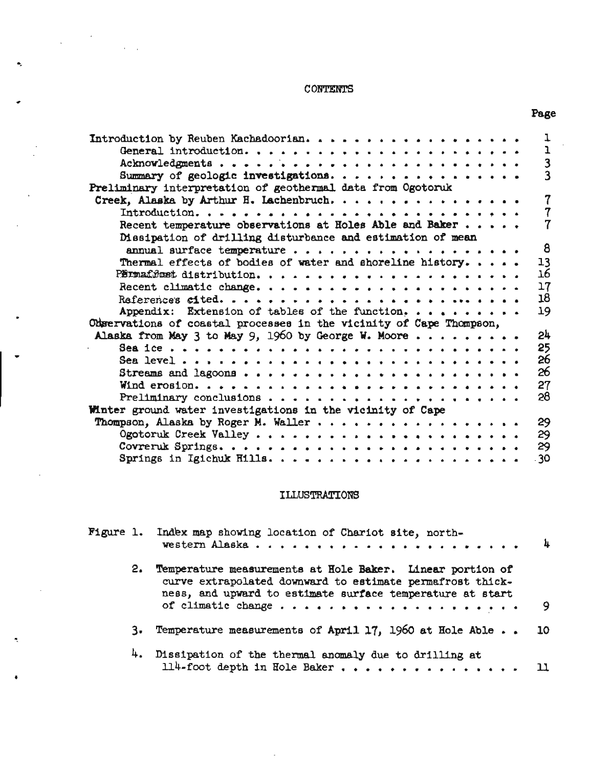# CONTENTS

| | Page |
|---|---|
| Introduction by Reuben Kachadoorian | 1 |
| General introduction | 1 |
| Acknowledgments | 3 |
| Summary of geologic investigations | 3 |
| Preliminary interpretation of geothermal data from Ogotoruk Creek, Alaska by Arthur H. Lachenbruch | 7 |
| Introduction | 7 |
| Recent temperature observations at Holes Able and Baker | 7 |
| Dissipation of drilling disturbance and estimation of mean annual surface temperature | 8 |
| Thermal effects of bodies of water and shoreline history | 13 |
| Permafrost distribution | 16 |
| Recent climatic change | 17 |
| References cited | 18 |
| Appendix: Extension of tables of the function | 19 |
| Observations of coastal processes in the vicinity of Cape Thompson, Alaska from May 3 to May 9, 1960 by George W. Moore | 24 |
| Sea ice | 25 |
| Sea level | 26 |
| Streams and lagoons | 26 |
| Wind erosion | 27 |
| Preliminary conclusions | 28 |
| Winter ground water investigations in the vicinity of Cape Thompson, Alaska by Roger M. Waller | 29 |
| Ogotoruk Creek Valley | 29 |
| Covreruk Springs | 29 |
| Springs in Igichuk Hills | 30 |

# ILLUSTRATIONS

| | | Page |
|---|---|---|
| Figure 1. | Index map showing location of Chariot site, northwestern Alaska | 4 |
| 2. | Temperature measurements at Hole Baker. Linear portion of curve extrapolated downward to estimate permafrost thickness, and upward to estimate surface temperature at start of climatic change | 9 |
| 3. | Temperature measurements of April 17, 1960 at Hole Able | 10 |
| 4. | Dissipation of the thermal anomaly due to drilling at 114-foot depth in Hole Baker | 11 |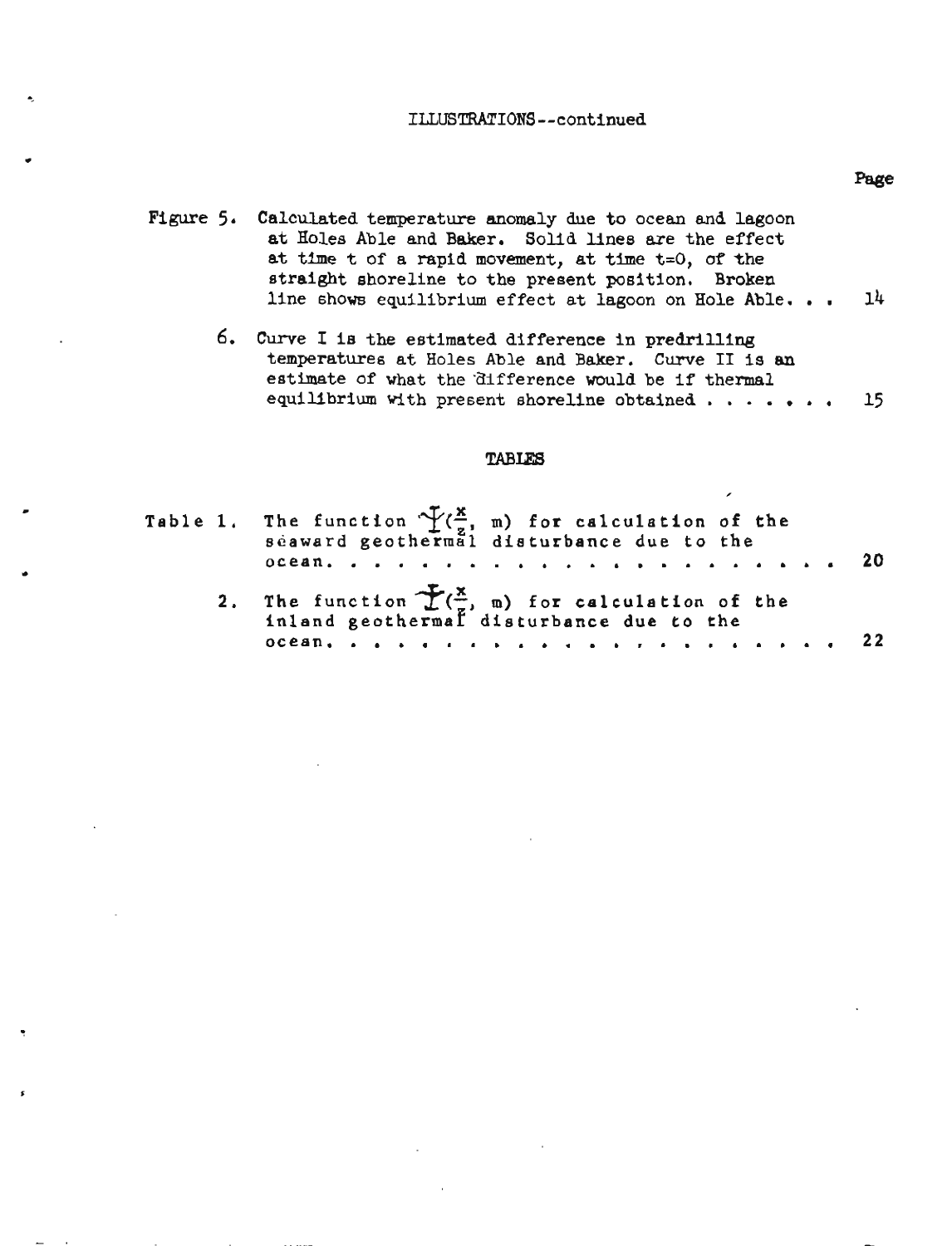ILLUSTRATIONS--continued

| | | Page |
|---|---|---|
| Figure 5. | Calculated temperature anomaly due to ocean and lagoon at Holes Able and Baker. Solid lines are the effect at time t of a rapid movement, at time t=0, of the straight shoreline to the present position. Broken line shows equilibrium effect at lagoon on Hole Able. . . | 14 |
| 6. | Curve I is the estimated difference in predrilling temperatures at Holes Able and Baker. Curve II is an estimate of what the difference would be if thermal equilibrium with present shoreline obtained . . . . . . . | 15 |

## TABLES

| | | |
|---|---|---|
| Table 1. | The function $\Upsilon(\frac{x}{z}, m)$ for calculation of the seaward geothermal disturbance due to the ocean. . . . . . . . . . . . . . . . . . . . . . | 20 |
| 2. | The function $\Upsilon(\frac{x}{z}, m)$ for calculation of the inland geothermal disturbance due to the ocean. . . . . . . . . . . . . . . . . . . . . . | 22 |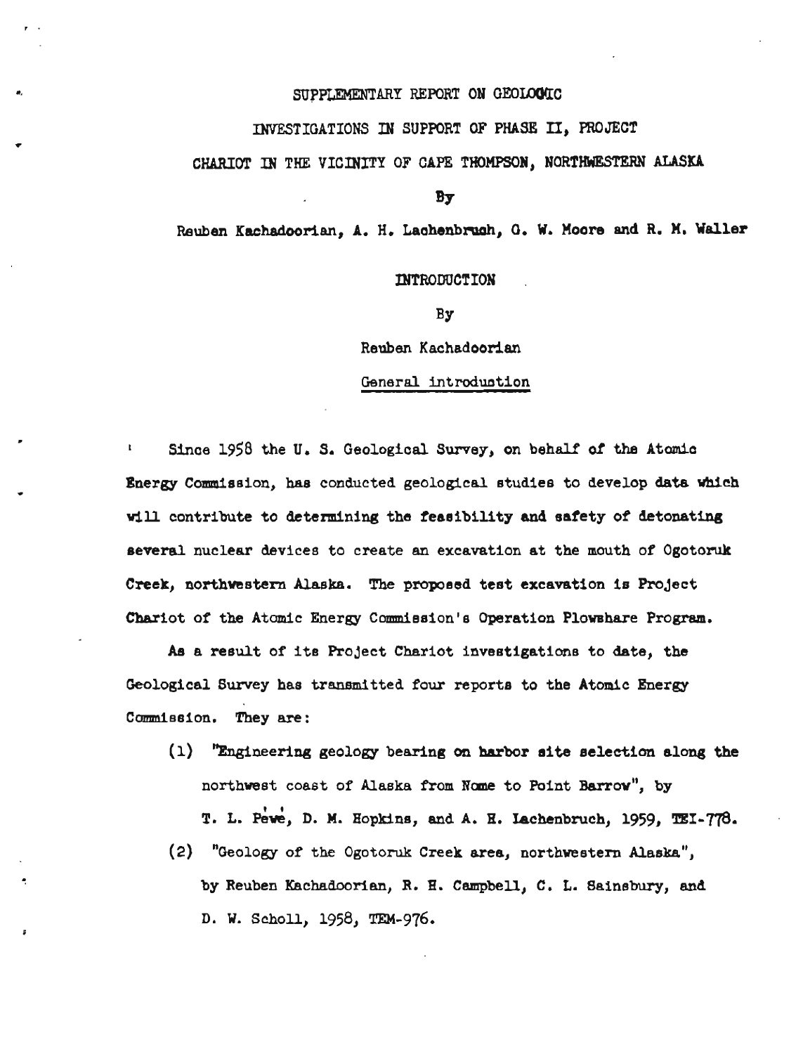# SUPPLEMENTARY REPORT ON GEOLOGIC INVESTIGATIONS IN SUPPORT OF PHASE II, PROJECT CHARIOT IN THE VICINITY OF CAPE THOMPSON, NORTHWESTERN ALASKA

By

Reuben Kachadoorian, A. H. Lachenbruch, G. W. Moore and R. M. Waller

## INTRODUCTION

By

Reuben Kachadoorian

### General introduction

Since 1958 the U. S. Geological Survey, on behalf of the Atomic Energy Commission, has conducted geological studies to develop data which will contribute to determining the feasibility and safety of detonating several nuclear devices to create an excavation at the mouth of Ogotoruk Creek, northwestern Alaska. The proposed test excavation is Project Chariot of the Atomic Energy Commission's Operation Plowshare Program.

As a result of its Project Chariot investigations to date, the Geological Survey has transmitted four reports to the Atomic Energy Commission. They are:

(1) "Engineering geology bearing on harbor site selection along the northwest coast of Alaska from Nome to Point Barrow", by T. L. Péwé, D. M. Hopkins, and A. H. Lachenbruch, 1959, TEI-778.

(2) "Geology of the Ogotoruk Creek area, northwestern Alaska", by Reuben Kachadoorian, R. H. Campbell, C. L. Sainsbury, and D. W. Scholl, 1958, TEM-976.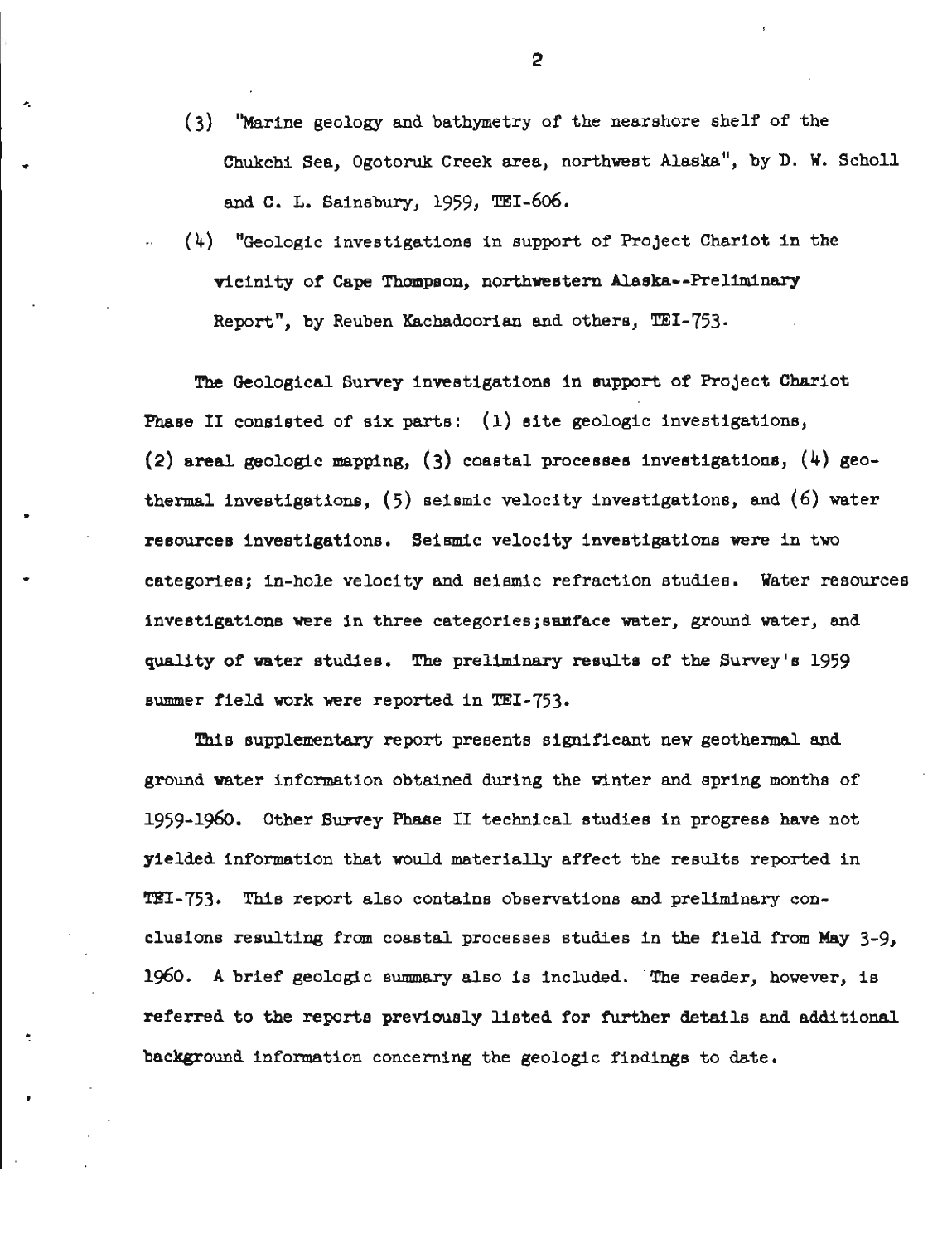(3) "Marine geology and bathymetry of the nearshore shelf of the Chukchi Sea, Ogotoruk Creek area, northwest Alaska", by D. W. Scholl and C. L. Sainsbury, 1959, TEI-606.

(4) "Geologic investigations in support of Project Chariot in the vicinity of Cape Thompson, northwestern Alaska--Preliminary Report", by Reuben Kachadoorian and others, TEI-753.

The Geological Survey investigations in support of Project Chariot Phase II consisted of six parts: (1) site geologic investigations, (2) areal geologic mapping, (3) coastal processes investigations, (4) geothermal investigations, (5) seismic velocity investigations, and (6) water resources investigations. Seismic velocity investigations were in two categories; in-hole velocity and seismic refraction studies. Water resources investigations were in three categories;sunface water, ground water, and quality of water studies. The preliminary results of the Survey's 1959 summer field work were reported in TEI-753.

This supplementary report presents significant new geothermal and ground water information obtained during the winter and spring months of 1959-1960. Other Survey Phase II technical studies in progress have not yielded information that would materially affect the results reported in TEI-753. This report also contains observations and preliminary conclusions resulting from coastal processes studies in the field from May 3-9, 1960. A brief geologic summary also is included. The reader, however, is referred to the reports previously listed for further details and additional background information concerning the geologic findings to date.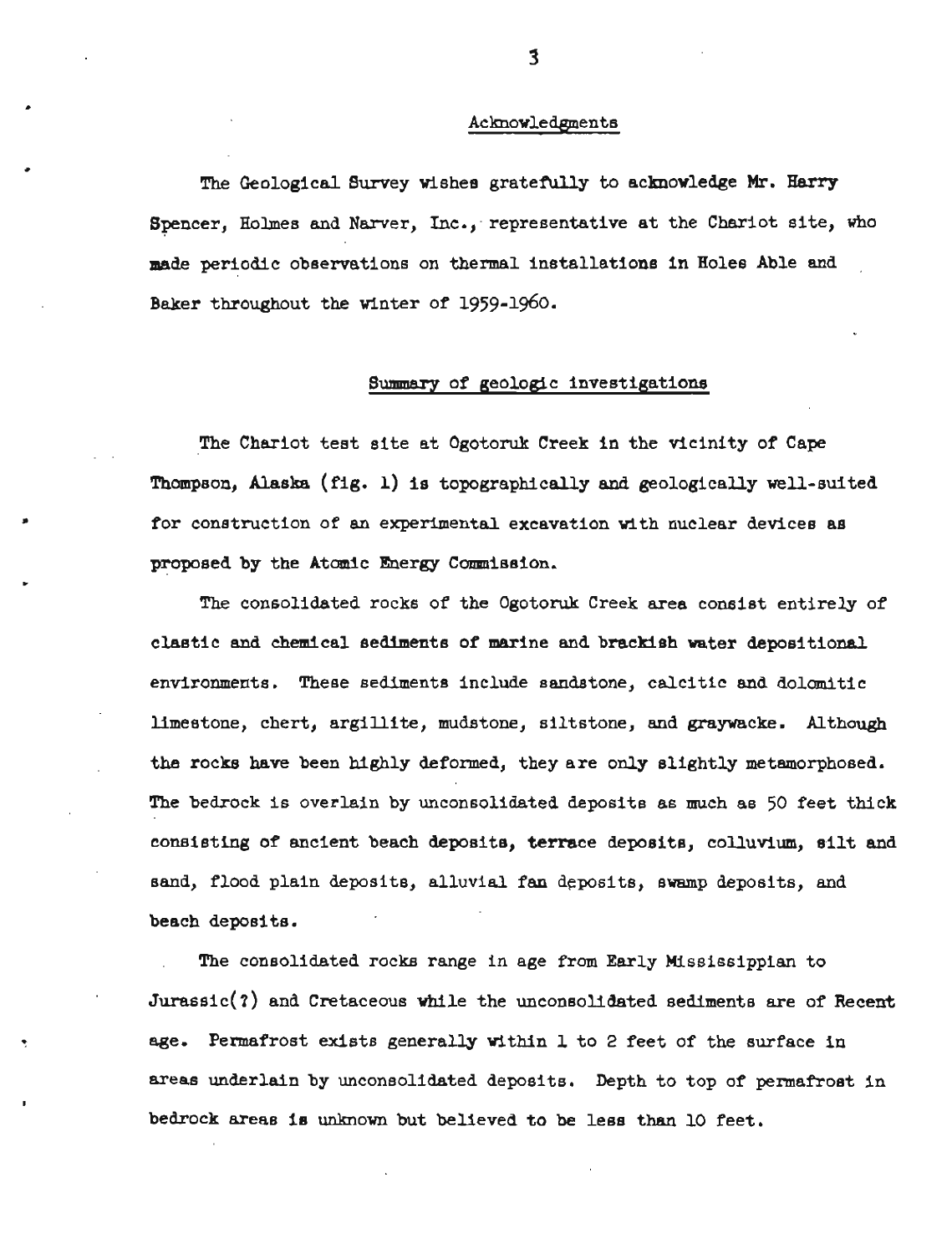## Acknowledgments

The Geological Survey wishes gratefully to acknowledge Mr. Harry Spencer, Holmes and Narver, Inc., representative at the Chariot site, who made periodic observations on thermal installations in Holes Able and Baker throughout the winter of 1959-1960.

## Summary of geologic investigations

The Chariot test site at Ogotoruk Creek in the vicinity of Cape Thompson, Alaska (fig. 1) is topographically and geologically well-suited for construction of an experimental excavation with nuclear devices as proposed by the Atomic Energy Commission.

The consolidated rocks of the Ogotoruk Creek area consist entirely of clastic and chemical sediments of marine and brackish water depositional environments. These sediments include sandstone, calcitic and dolomitic limestone, chert, argillite, mudstone, siltstone, and graywacke. Although the rocks have been highly deformed, they are only slightly metamorphosed. The bedrock is overlain by unconsolidated deposits as much as 50 feet thick consisting of ancient beach deposits, terrace deposits, colluvium, silt and sand, flood plain deposits, alluvial fan deposits, swamp deposits, and beach deposits.

The consolidated rocks range in age from Early Mississippian to Jurassic(?) and Cretaceous while the unconsolidated sediments are of Recent age. Permafrost exists generally within 1 to 2 feet of the surface in areas underlain by unconsolidated deposits. Depth to top of permafrost in bedrock areas is unknown but believed to be less than 10 feet.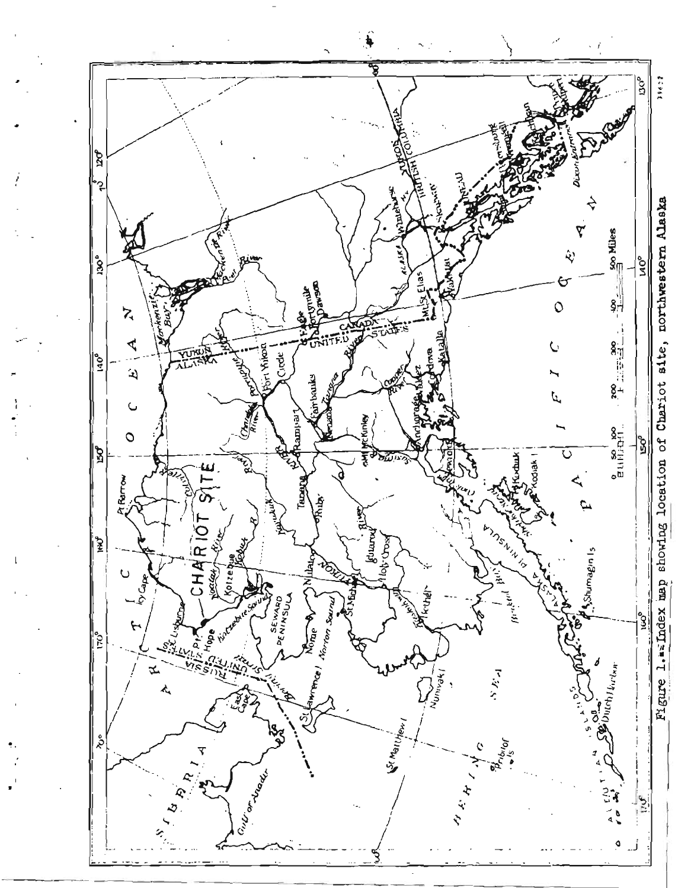Figure 1.--Index map showing location of Chariot site, northwestern Alaska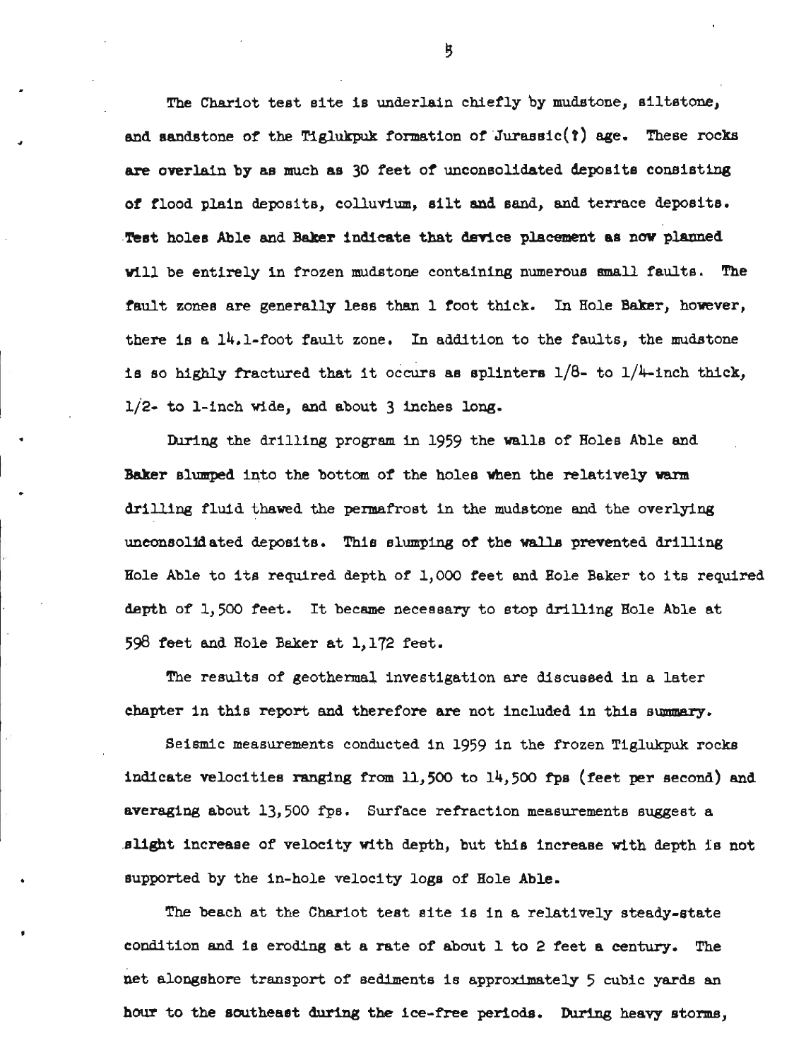The Chariot test site is underlain chiefly by mudstone, siltstone, and sandstone of the Tiglukpuk formation of Jurassic(?) age. These rocks are overlain by as much as 30 feet of unconsolidated deposits consisting of flood plain deposits, colluvium, silt and sand, and terrace deposits. Test holes Able and Baker indicate that device placement as now planned will be entirely in frozen mudstone containing numerous small faults. The fault zones are generally less than 1 foot thick. In Hole Baker, however, there is a 14.1-foot fault zone. In addition to the faults, the mudstone is so highly fractured that it occurs as splinters 1/8- to 1/4-inch thick, 1/2- to 1-inch wide, and about 3 inches long.

During the drilling program in 1959 the walls of Holes Able and Baker slumped into the bottom of the holes when the relatively warm drilling fluid thawed the permafrost in the mudstone and the overlying unconsolidated deposits. This slumping of the walls prevented drilling Hole Able to its required depth of 1,000 feet and Hole Baker to its required depth of 1,500 feet. It became necessary to stop drilling Hole Able at 598 feet and Hole Baker at 1,172 feet.

The results of geothermal investigation are discussed in a later chapter in this report and therefore are not included in this summary.

Seismic measurements conducted in 1959 in the frozen Tiglukpuk rocks indicate velocities ranging from 11,500 to 14,500 fps (feet per second) and averaging about 13,500 fps. Surface refraction measurements suggest a slight increase of velocity with depth, but this increase with depth is not supported by the in-hole velocity logs of Hole Able.

The beach at the Chariot test site is in a relatively steady-state condition and is eroding at a rate of about 1 to 2 feet a century. The net alongshore transport of sediments is approximately 5 cubic yards an hour to the southeast during the ice-free periods. During heavy storms,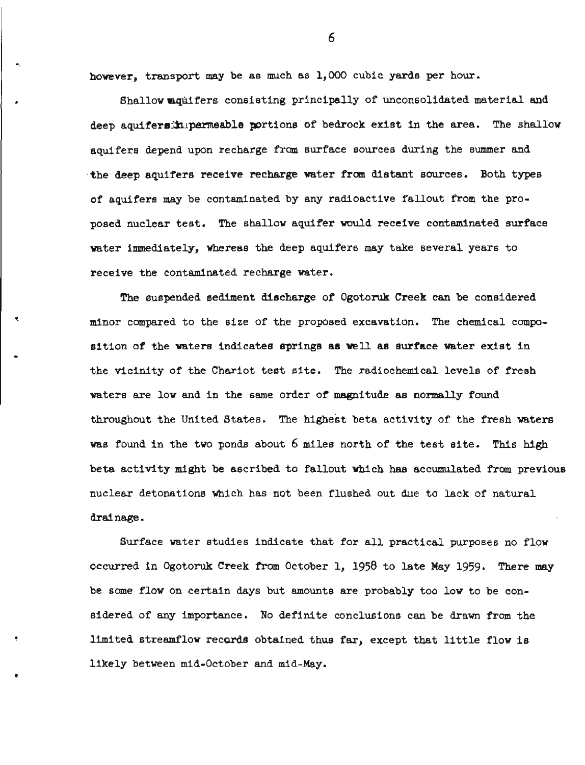however, transport may be as much as 1,000 cubic yards per hour.

Shallow aquifers consisting principally of unconsolidated material and deep aquifers in permeable portions of bedrock exist in the area. The shallow aquifers depend upon recharge from surface sources during the summer and the deep aquifers receive recharge water from distant sources. Both types of aquifers may be contaminated by any radioactive fallout from the proposed nuclear test. The shallow aquifer would receive contaminated surface water immediately, whereas the deep aquifers may take several years to receive the contaminated recharge water.

The suspended sediment discharge of Ogotoruk Creek can be considered minor compared to the size of the proposed excavation. The chemical composition of the waters indicates springs as well as surface water exist in the vicinity of the Chariot test site. The radiochemical levels of fresh waters are low and in the same order of magnitude as normally found throughout the United States. The highest beta activity of the fresh waters was found in the two ponds about 6 miles north of the test site. This high beta activity might be ascribed to fallout which has accumulated from previous nuclear detonations which has not been flushed out due to lack of natural drainage.

Surface water studies indicate that for all practical purposes no flow occurred in Ogotoruk Creek from October 1, 1958 to late May 1959. There may be some flow on certain days but amounts are probably too low to be considered of any importance. No definite conclusions can be drawn from the limited streamflow records obtained thus far, except that little flow is likely between mid-October and mid-May.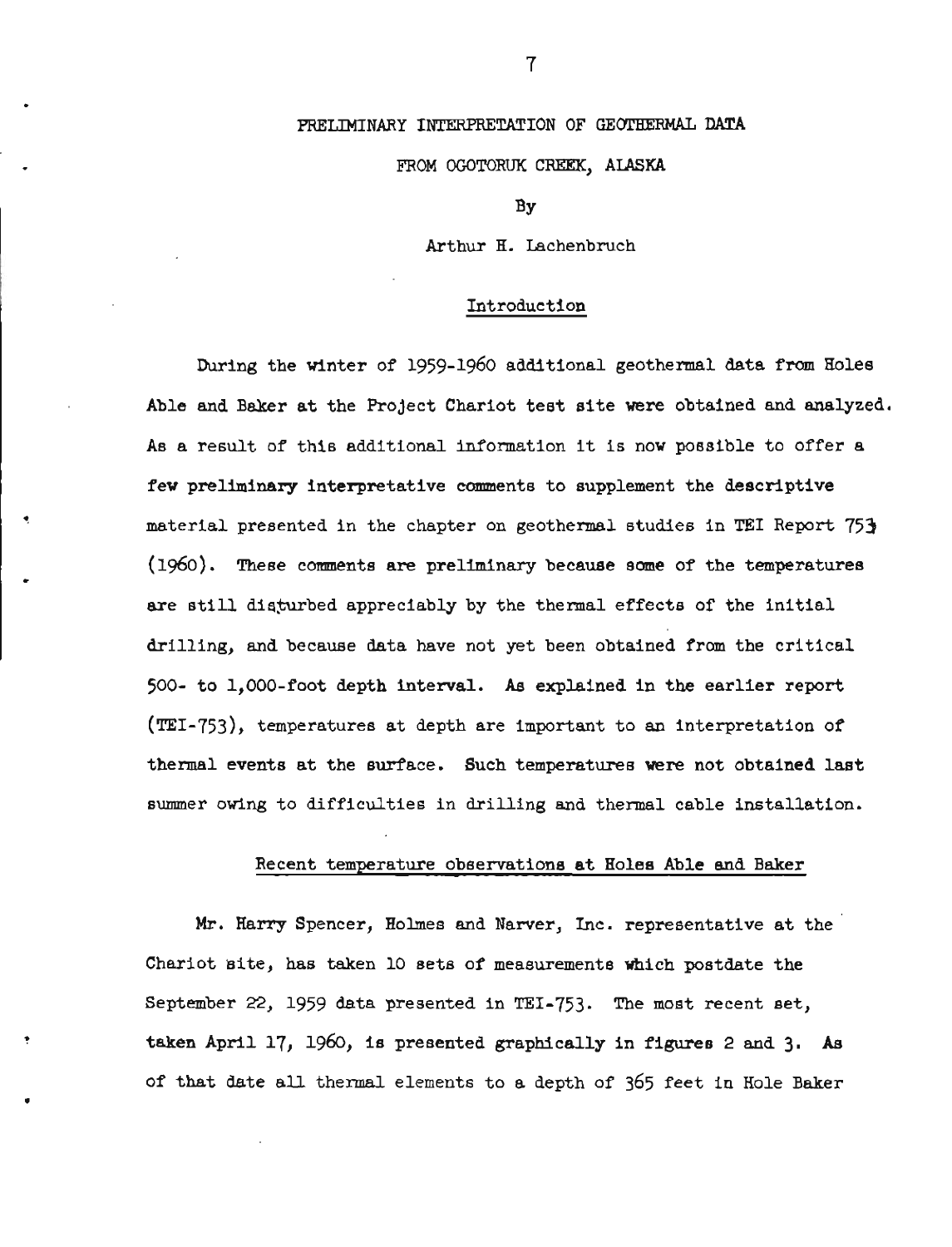# PRELIMINARY INTERPRETATION OF GEOTHERMAL DATA FROM OGOTORUK CREEK, ALASKA

By

Arthur H. Lachenbruch

## Introduction

During the winter of 1959-1960 additional geothermal data from Holes Able and Baker at the Project Chariot test site were obtained and analyzed. As a result of this additional information it is now possible to offer a few preliminary interpretative comments to supplement the descriptive material presented in the chapter on geothermal studies in TEI Report 753 (1960). These comments are preliminary because some of the temperatures are still disturbed appreciably by the thermal effects of the initial drilling, and because data have not yet been obtained from the critical 500- to 1,000-foot depth interval. As explained in the earlier report (TEI-753), temperatures at depth are important to an interpretation of thermal events at the surface. Such temperatures were not obtained last summer owing to difficulties in drilling and thermal cable installation.

## Recent temperature observations at Holes Able and Baker

Mr. Harry Spencer, Holmes and Narver, Inc. representative at the Chariot site, has taken 10 sets of measurements which postdate the September 22, 1959 data presented in TEI-753. The most recent set, taken April 17, 1960, is presented graphically in figures 2 and 3. As of that date all thermal elements to a depth of 365 feet in Hole Baker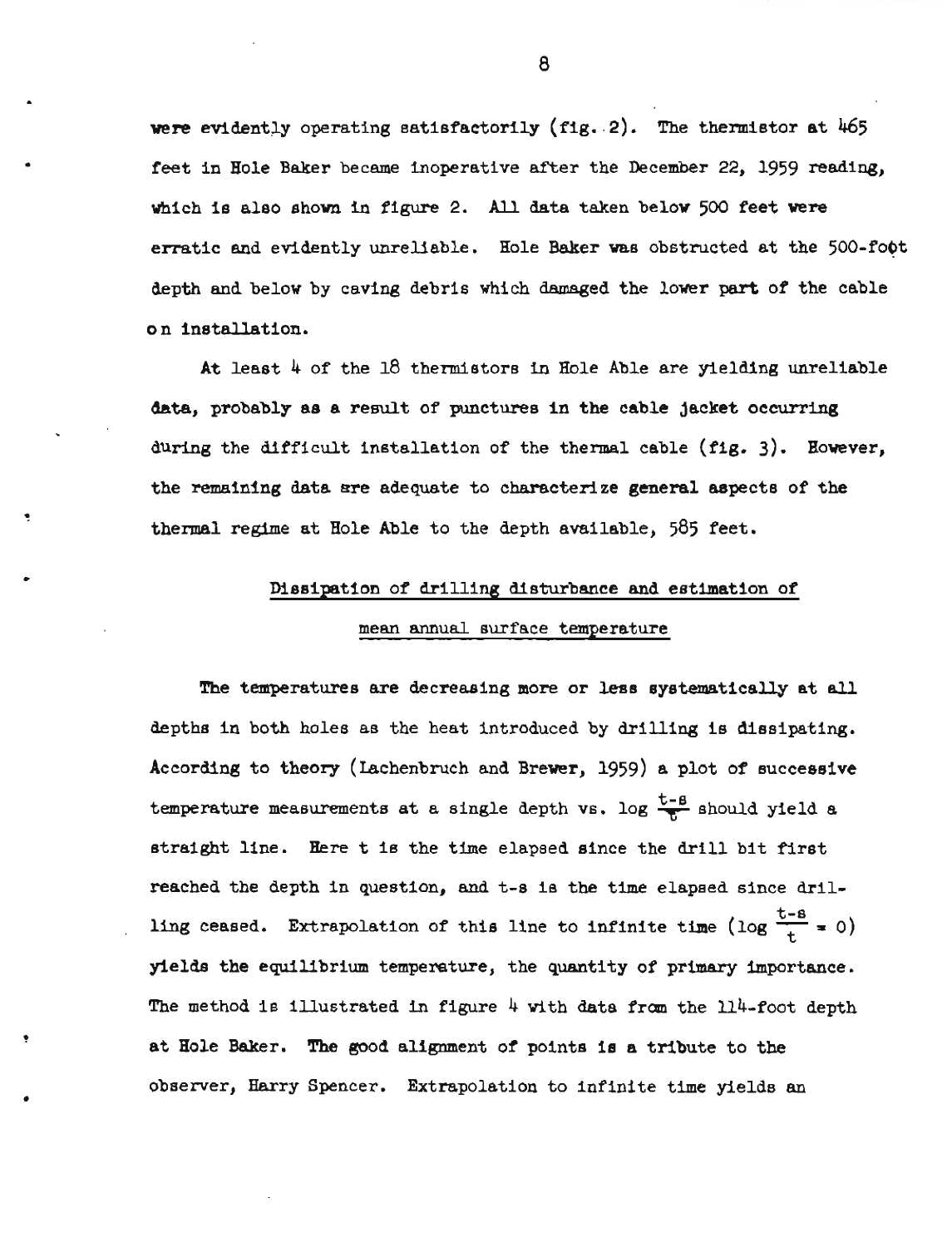were evidently operating satisfactorily (fig. 2). The thermistor at 465 feet in Hole Baker became inoperative after the December 22, 1959 reading, which is also shown in figure 2. All data taken below 500 feet were erratic and evidently unreliable. Hole Baker was obstructed at the 500-foot depth and below by caving debris which damaged the lower part of the cable on installation.

At least 4 of the 18 thermistors in Hole Able are yielding unreliable data, probably as a result of punctures in the cable jacket occurring during the difficult installation of the thermal cable (fig. 3). However, the remaining data are adequate to characterize general aspects of the thermal regime at Hole Able to the depth available, 585 feet.

## Dissipation of drilling disturbance and estimation of mean annual surface temperature

The temperatures are decreasing more or less systematically at all depths in both holes as the heat introduced by drilling is dissipating. According to theory (Lachenbruch and Brewer, 1959) a plot of successive temperature measurements at a single depth vs. log $\frac{t-s}{t}$ should yield a straight line. Here t is the time elapsed since the drill bit first reached the depth in question, and t-s is the time elapsed since drilling ceased. Extrapolation of this line to infinite time ($\log \frac{t-s}{t} = 0$) yields the equilibrium temperature, the quantity of primary importance. The method is illustrated in figure 4 with data from the 114-foot depth at Hole Baker. The good alignment of points is a tribute to the observer, Harry Spencer. Extrapolation to infinite time yields an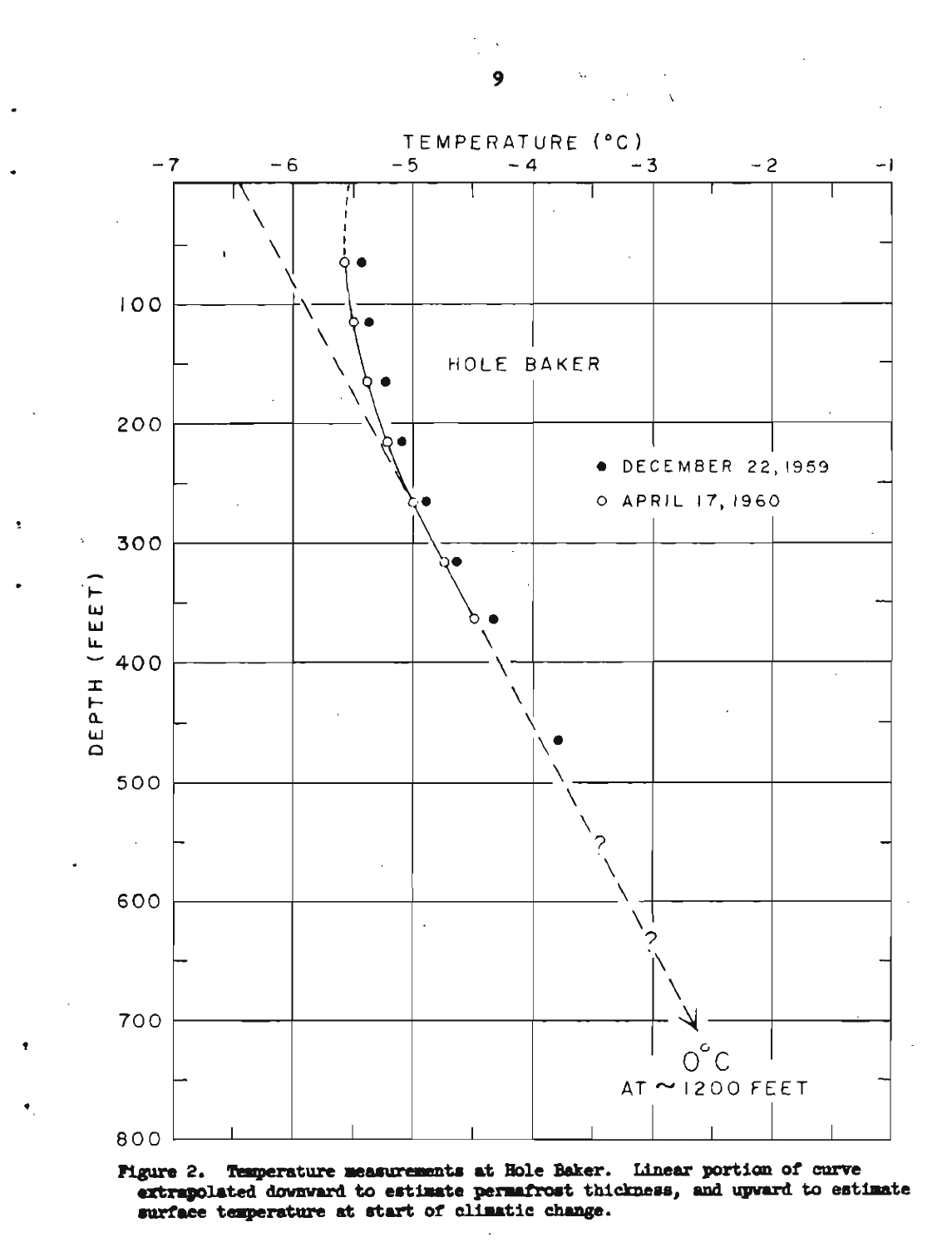Figure 2. Temperature measurements at Hole Baker. Linear portion of curve extrapolated downward to estimate permafrost thickness, and upward to estimate surface temperature at start of climatic change.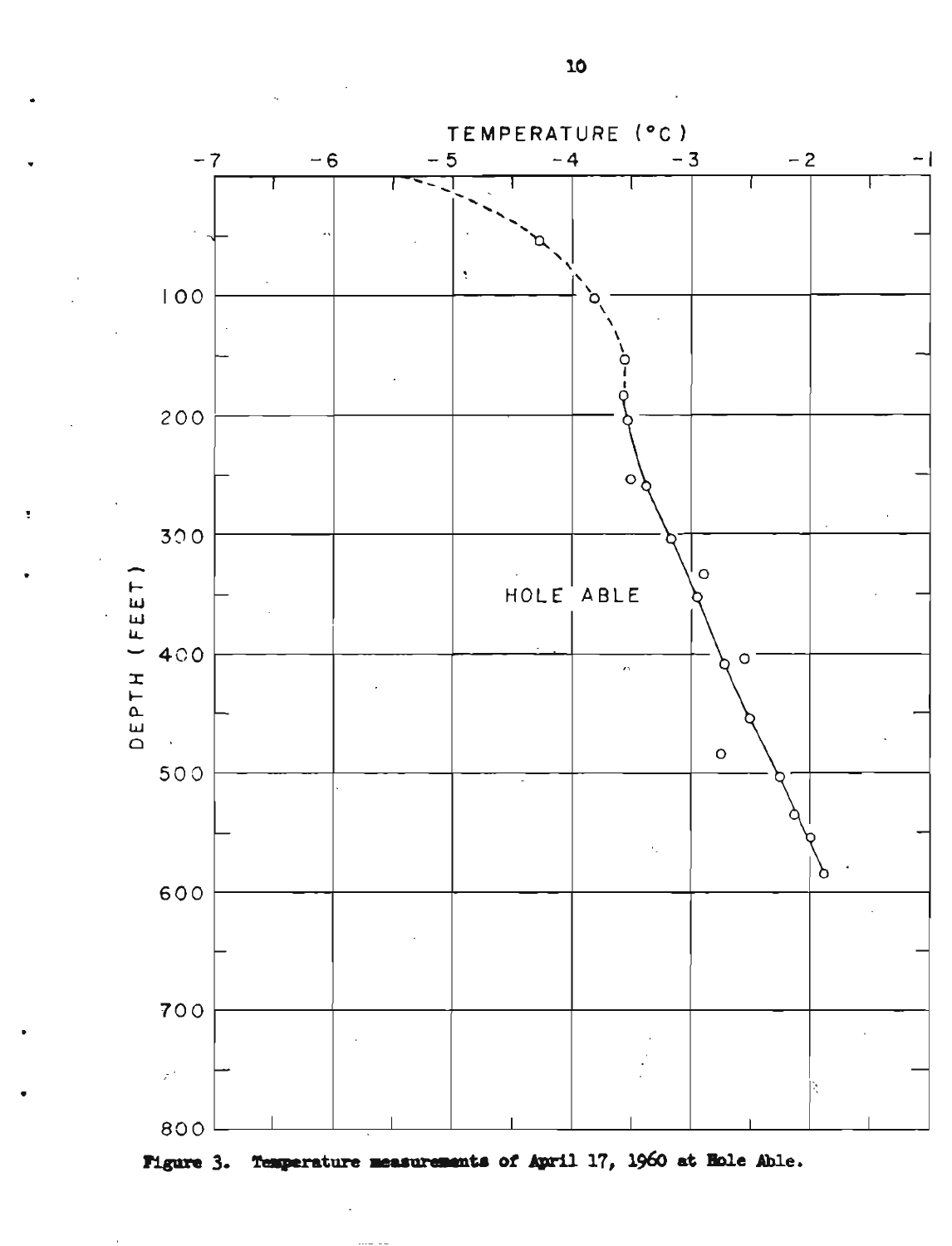Figure 3. Temperature measurements of April 17, 1960 at Hole Able.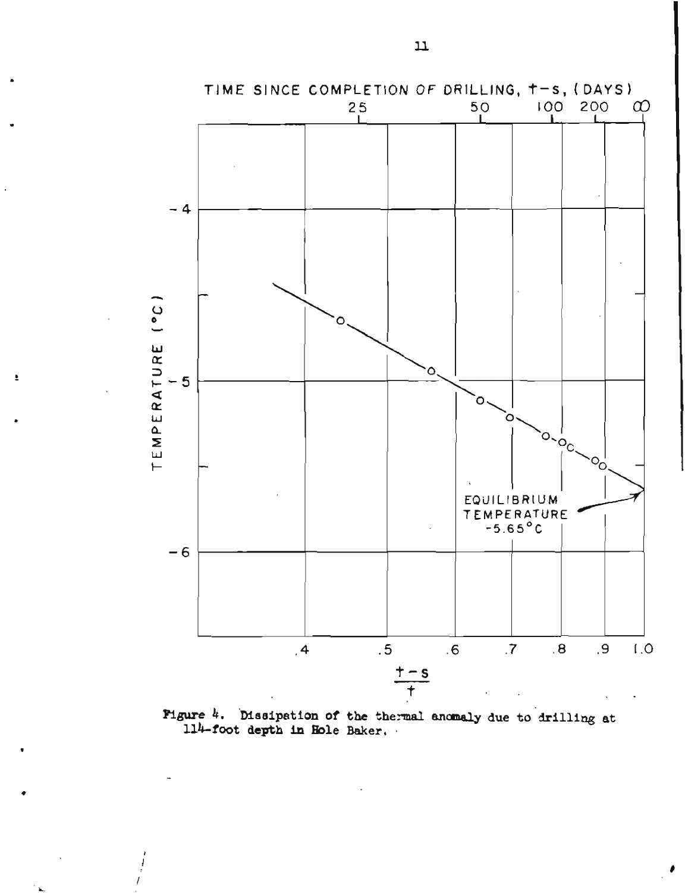Figure 4. Dissipation of the thermal anomaly due to drilling at 114-foot depth in Hole Baker.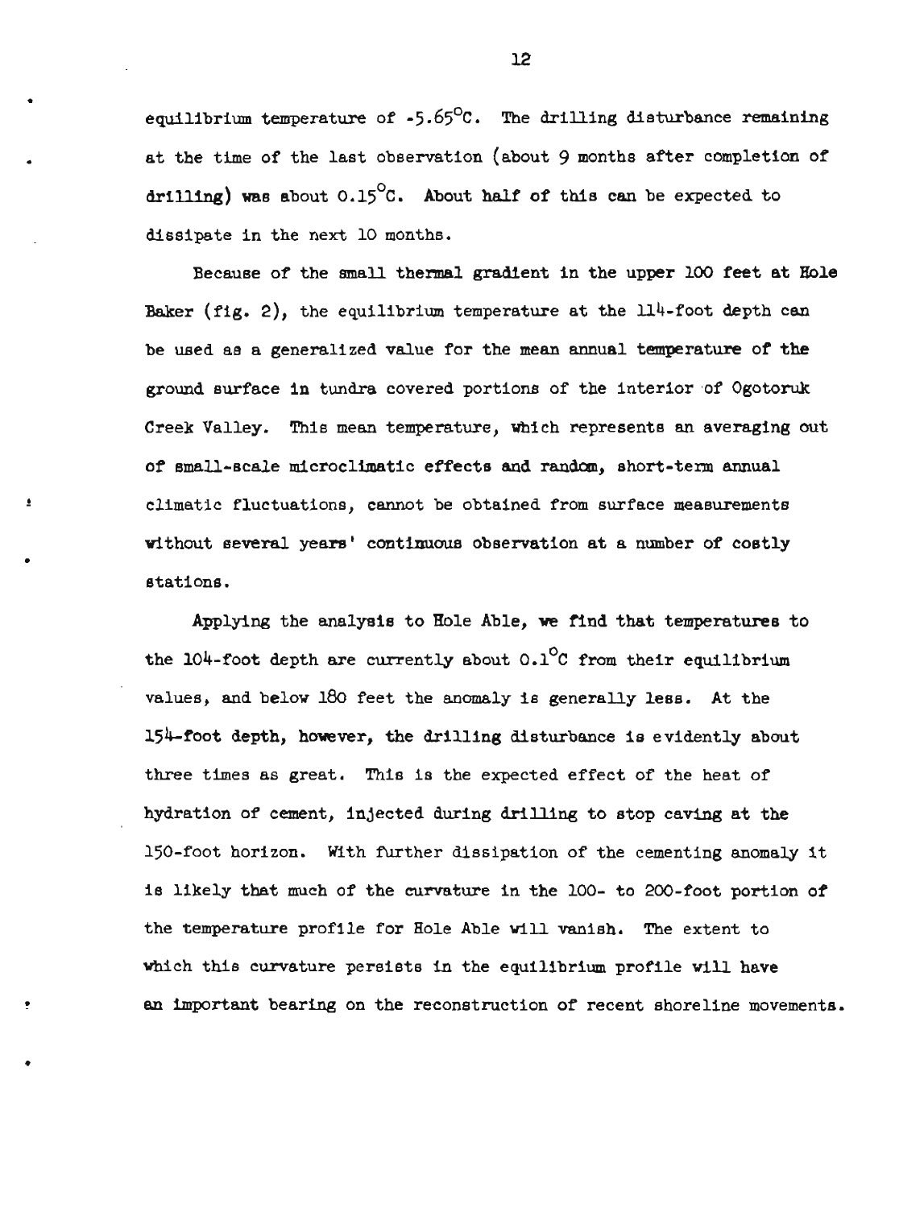equilibrium temperature of -5.65°C. The drilling disturbance remaining at the time of the last observation (about 9 months after completion of drilling) was about 0.15°C. About half of this can be expected to dissipate in the next 10 months.

Because of the small thermal gradient in the upper 100 feet at Hole Baker (fig. 2), the equilibrium temperature at the 114-foot depth can be used as a generalized value for the mean annual temperature of the ground surface in tundra covered portions of the interior of Ogotoruk Creek Valley. This mean temperature, which represents an averaging out of small-scale microclimatic effects and random, short-term annual climatic fluctuations, cannot be obtained from surface measurements without several years' continuous observation at a number of costly stations.

Applying the analysis to Hole Able, we find that temperatures to the 104-foot depth are currently about 0.1°C from their equilibrium values, and below 180 feet the anomaly is generally less. At the 154-foot depth, however, the drilling disturbance is evidently about three times as great. This is the expected effect of the heat of hydration of cement, injected during drilling to stop caving at the 150-foot horizon. With further dissipation of the cementing anomaly it is likely that much of the curvature in the 100- to 200-foot portion of the temperature profile for Hole Able will vanish. The extent to which this curvature persists in the equilibrium profile will have an important bearing on the reconstruction of recent shoreline movements.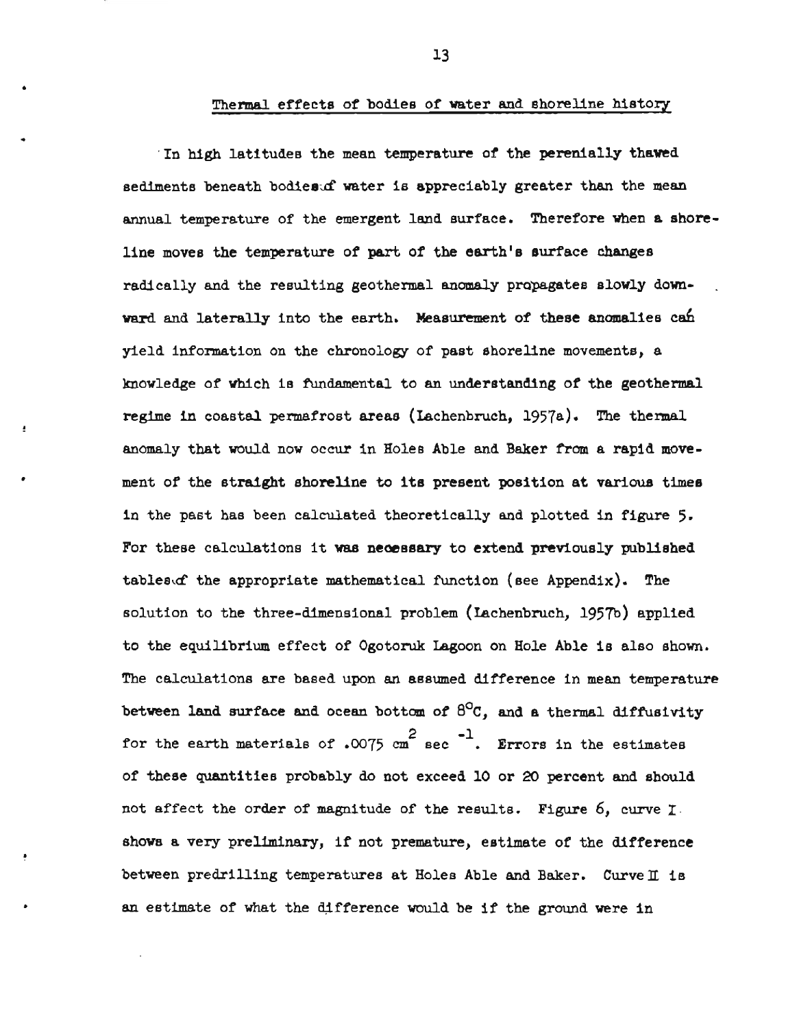## Thermal effects of bodies of water and shoreline history

In high latitudes the mean temperature of the perenially thawed sediments beneath bodies of water is appreciably greater than the mean annual temperature of the emergent land surface. Therefore when a shoreline moves the temperature of part of the earth's surface changes radically and the resulting geothermal anomaly propagates slowly downward and laterally into the earth. Measurement of these anomalies can yield information on the chronology of past shoreline movements, a knowledge of which is fundamental to an understanding of the geothermal regime in coastal permafrost areas (Lachenbruch, 1957a). The thermal anomaly that would now occur in Holes Able and Baker from a rapid movement of the straight shoreline to its present position at various times in the past has been calculated theoretically and plotted in figure 5. For these calculations it was necessary to extend previously published tables of the appropriate mathematical function (see Appendix). The solution to the three-dimensional problem (Lachenbruch, 1957b) applied to the equilibrium effect of Ogotoruk Lagoon on Hole Able is also shown. The calculations are based upon an assumed difference in mean temperature between land surface and ocean bottom of 8°C, and a thermal diffusivity for the earth materials of .0075 $cm^2$ $sec^{-1}$. Errors in the estimates of these quantities probably do not exceed 10 or 20 percent and should not affect the order of magnitude of the results. Figure 6, curve I shows a very preliminary, if not premature, estimate of the difference between predrilling temperatures at Holes Able and Baker. Curve II is an estimate of what the difference would be if the ground were in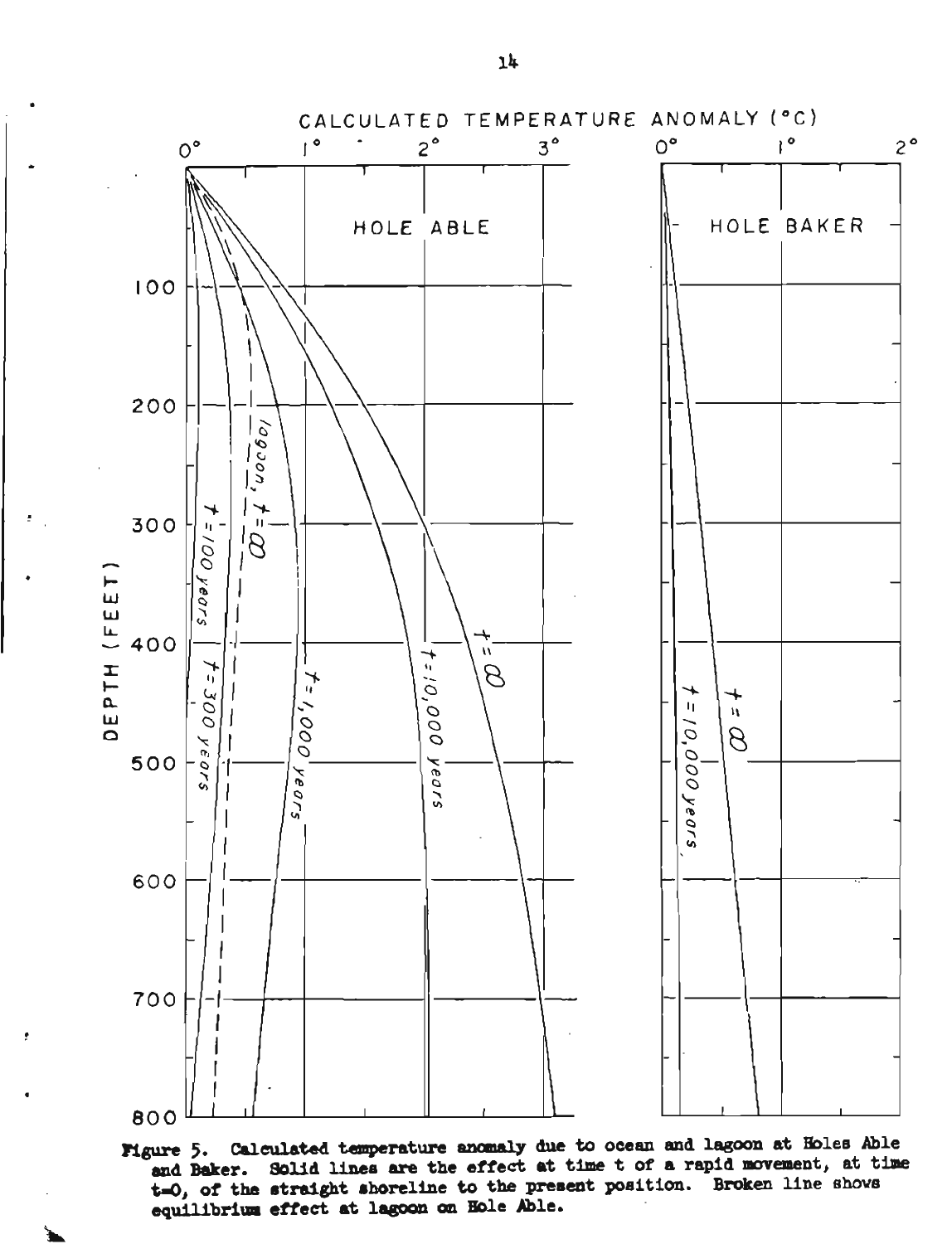Figure 5. Calculated temperature anomaly due to ocean and lagoon at Holes Able and Baker. Solid lines are the effect at time t of a rapid movement, at time t=0, of the straight shoreline to the present position. Broken line shows equilibrium effect at lagoon on Hole Able.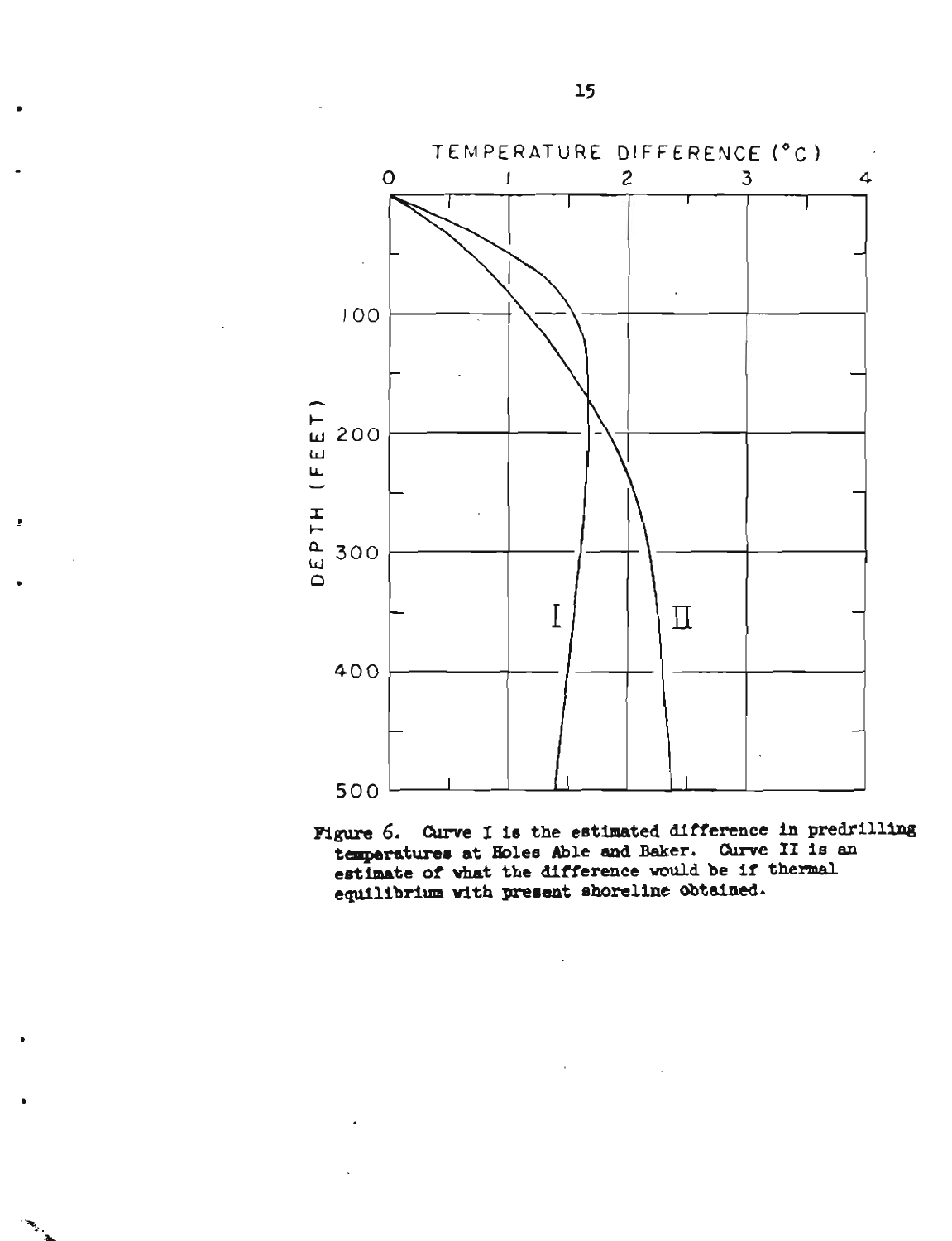Figure 6. Curve I is the estimated difference in predrilling temperatures at Holes Able and Baker. Curve II is an estimate of what the difference would be if thermal equilibrium with present shoreline obtained.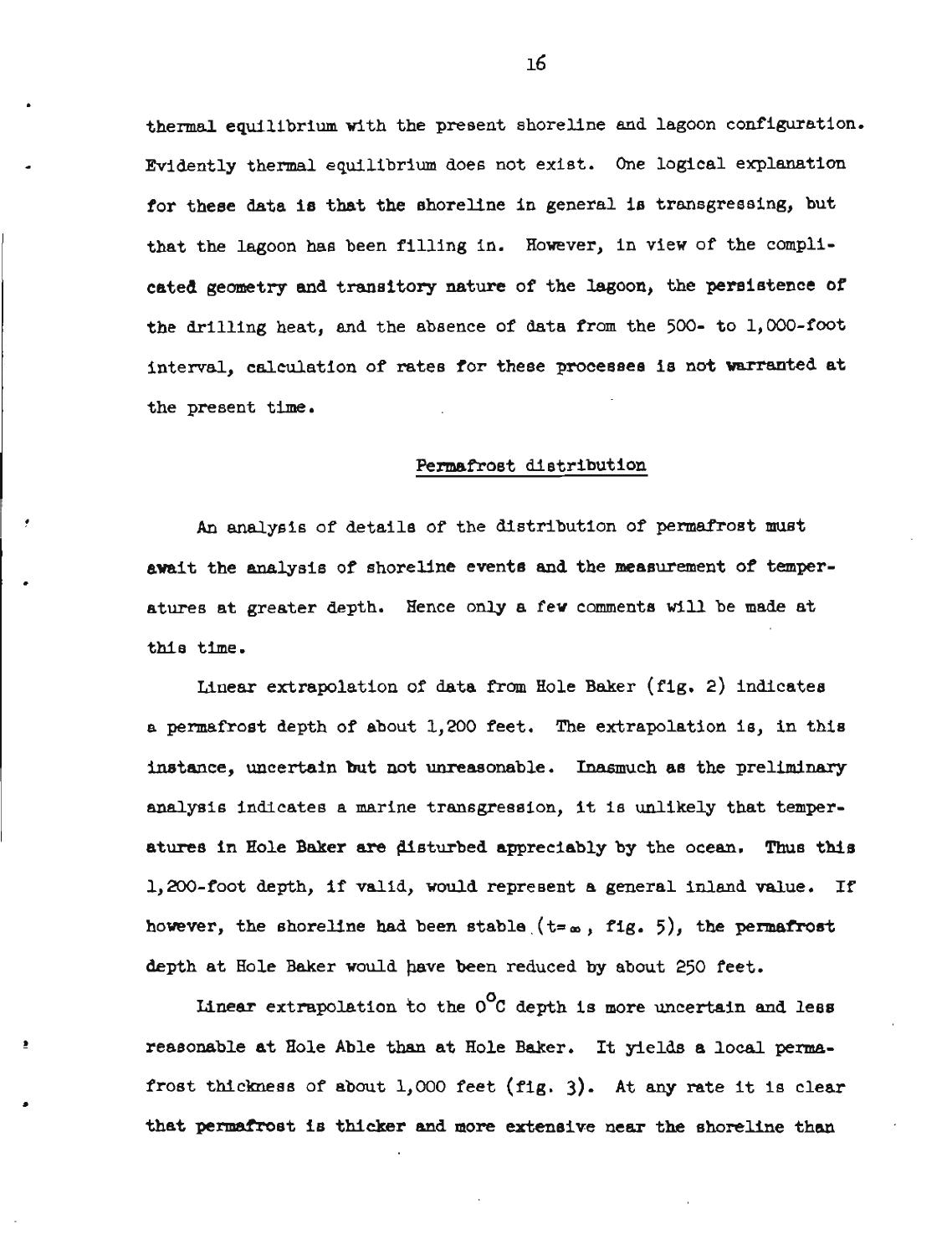thermal equilibrium with the present shoreline and lagoon configuration. Evidently thermal equilibrium does not exist. One logical explanation for these data is that the shoreline in general is transgressing, but that the lagoon has been filling in. However, in view of the complicated geometry and transitory nature of the lagoon, the persistence of the drilling heat, and the absence of data from the 500- to 1,000-foot interval, calculation of rates for these processes is not warranted at the present time.

## Permafrost distribution

An analysis of details of the distribution of permafrost must await the analysis of shoreline events and the measurement of temperatures at greater depth. Hence only a few comments will be made at this time.

Linear extrapolation of data from Hole Baker (fig. 2) indicates a permafrost depth of about 1,200 feet. The extrapolation is, in this instance, uncertain but not unreasonable. Inasmuch as the preliminary analysis indicates a marine transgression, it is unlikely that temperatures in Hole Baker are disturbed appreciably by the ocean. Thus this 1,200-foot depth, if valid, would represent a general inland value. If however, the shoreline had been stable ($t=\infty$, fig. 5), the permafrost depth at Hole Baker would have been reduced by about 250 feet.

Linear extrapolation to the $0^{\circ}C$ depth is more uncertain and less reasonable at Hole Able than at Hole Baker. It yields a local permafrost thickness of about 1,000 feet (fig. 3). At any rate it is clear that permafrost is thicker and more extensive near the shoreline than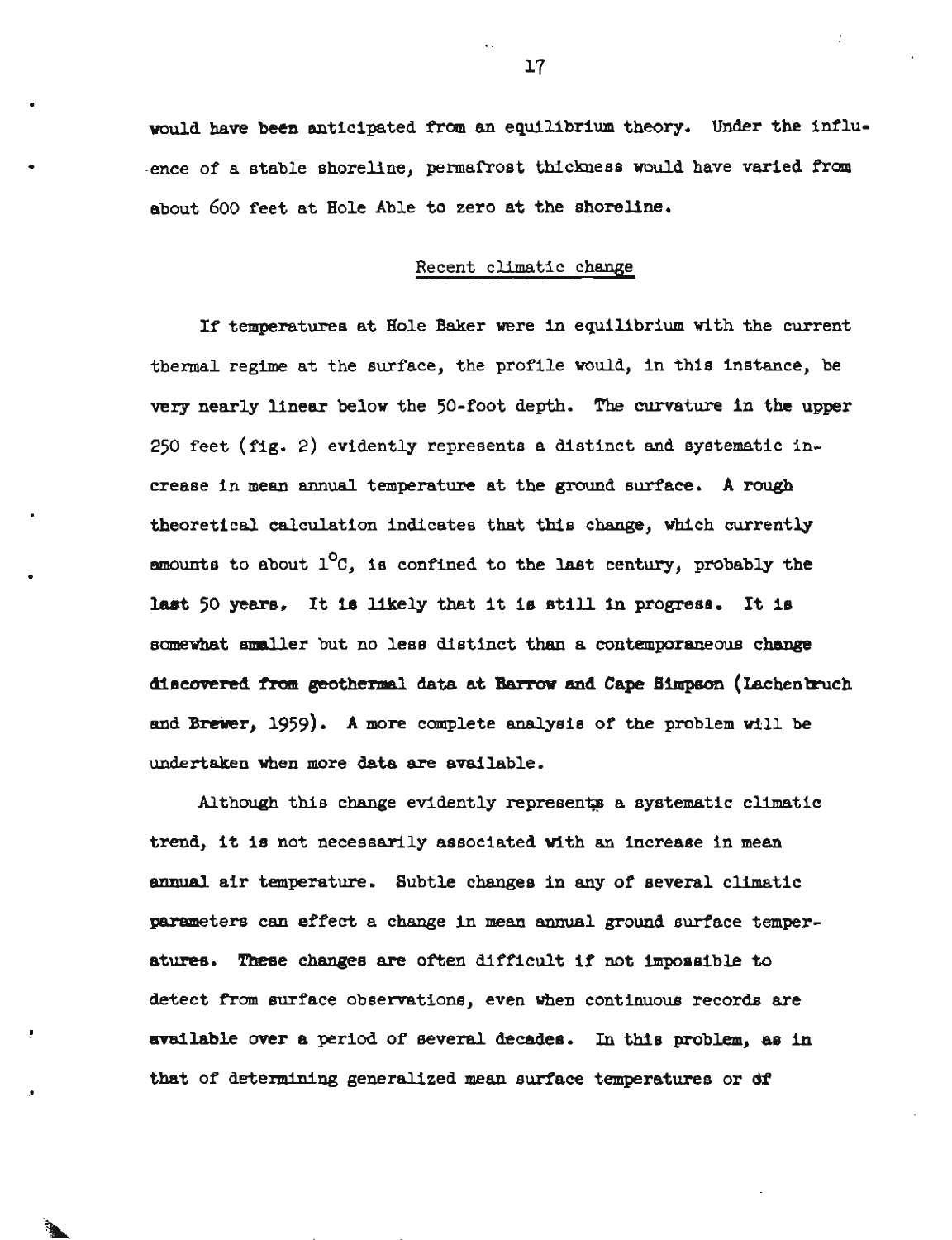would have been anticipated from an equilibrium theory. Under the influence of a stable shoreline, permafrost thickness would have varied from about 600 feet at Hole Able to zero at the shoreline.

## Recent climatic change

If temperatures at Hole Baker were in equilibrium with the current thermal regime at the surface, the profile would, in this instance, be very nearly linear below the 50-foot depth. The curvature in the upper 250 feet (fig. 2) evidently represents a distinct and systematic increase in mean annual temperature at the ground surface. A rough theoretical calculation indicates that this change, which currently amounts to about $1^{\circ}C$, is confined to the last century, probably the last 50 years. It is likely that it is still in progress. It is somewhat smaller but no less distinct than a contemporaneous change discovered from geothermal data at Barrow and Cape Simpson (Lachenbruch and Brewer, 1959). A more complete analysis of the problem will be undertaken when more data are available.

Although this change evidently represents a systematic climatic trend, it is not necessarily associated with an increase in mean annual air temperature. Subtle changes in any of several climatic parameters can effect a change in mean annual ground surface temperatures. These changes are often difficult if not impossible to detect from surface observations, even when continuous records are available over a period of several decades. In this problem, as in that of determining generalized mean surface temperatures or of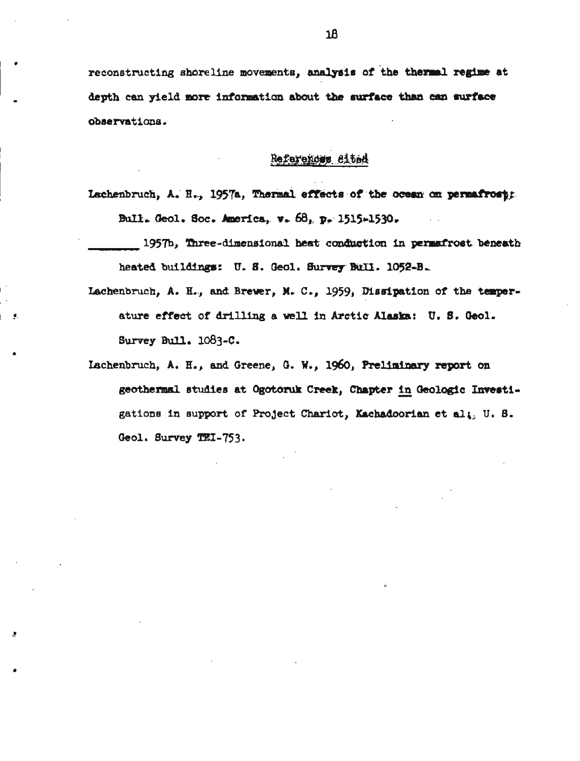reconstructing shoreline movements, analysis of the thermal regime at depth can yield more information about the surface than can surface observations.

## References cited

Lachenbruch, A. H., 1957a, Thermal effects of the ocean on permafrost: Bull. Geol. Soc. America, v. 68, p. 1515-1530.

_______ 1957b, Three-dimensional heat conduction in permafrost beneath heated buildings: U. S. Geol. Survey Bull. 1052-B.

Lachenbruch, A. H., and Brewer, M. C., 1959, Dissipation of the temperature effect of drilling a well in Arctic Alaska: U. S. Geol. Survey Bull. 1083-C.

Lachenbruch, A. H., and Greene, G. W., 1960, Preliminary report on geothermal studies at Ogotoruk Creek, Chapter in Geologic Investigations in support of Project Chariot, Kachadoorian et al.; U. S. Geol. Survey TEI-753.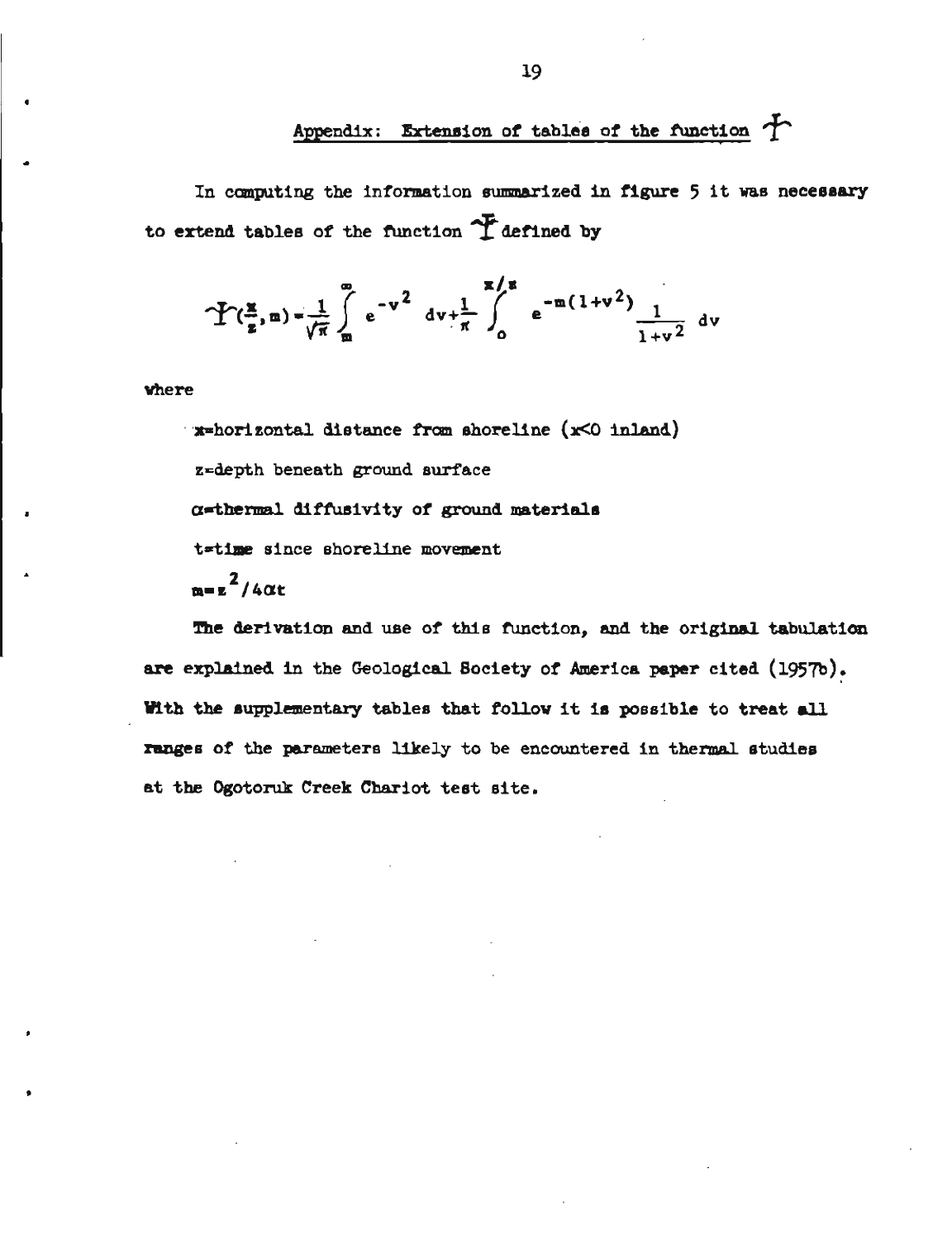## Appendix: Extension of tables of the function $\Upsilon$

In computing the information summarized in figure 5 it was necessary to extend tables of the function $\Upsilon$ defined by

$$\Upsilon\left(\frac{x}{z}, m\right) = \frac{1}{\sqrt{\pi}} \int_{m}^{\infty} e^{-v^2}\, dv + \frac{1}{\pi} \int_{0}^{x/z} e^{-m(1+v^2)} \frac{1}{1+v^2}\, dv$$

where

$x$=horizontal distance from shoreline ($x<0$ inland)

$z$=depth beneath ground surface

$\alpha$=thermal diffusivity of ground materials

$t$=time since shoreline movement

$m = z^2/4\alpha t$

The derivation and use of this function, and the original tabulation are explained in the Geological Society of America paper cited (1957b). With the supplementary tables that follow it is possible to treat all ranges of the parameters likely to be encountered in thermal studies at the Ogotoruk Creek Chariot test site.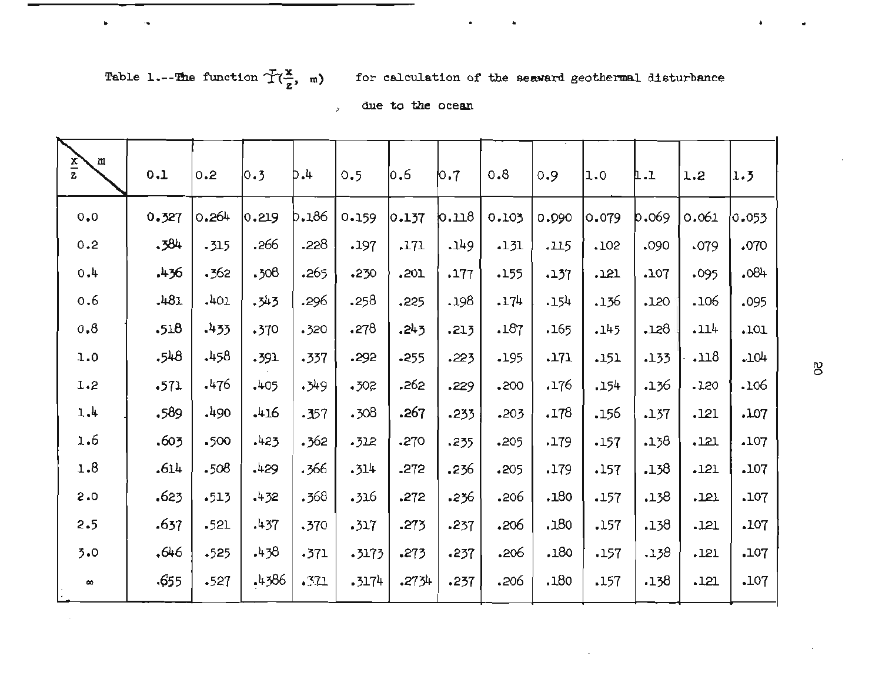Table 1.--The function $\Upsilon(\frac{x}{z}, m)$ for calculation of the seaward geothermal disturbance due to the ocean

| $\frac{x}{z}$ \ m | 0.1 | 0.2 | 0.3 | 0.4 | 0.5 | 0.6 | 0.7 | 0.8 | 0.9 | 1.0 | 1.1 | 1.2 | 1.3 |
|---|---|---|---|---|---|---|---|---|---|---|---|---|---|
| 0.0 | 0.327 | 0.264 | 0.219 | 0.186 | 0.159 | 0.137 | 0.118 | 0.103 | 0.090 | 0.079 | 0.069 | 0.061 | 0.053 |
| 0.2 | .384 | .315 | .266 | .228 | .197 | .171 | .149 | .131 | .115 | .102 | .090 | .079 | .070 |
| 0.4 | .436 | .362 | .308 | .265 | .230 | .201 | .177 | .155 | .137 | .121 | .107 | .095 | .084 |
| 0.6 | .481 | .401 | .343 | .296 | .258 | .225 | .198 | .174 | .154 | .136 | .120 | .106 | .095 |
| 0.8 | .518 | .433 | .370 | .320 | .278 | .243 | .213 | .187 | .165 | .145 | .128 | .114 | .101 |
| 1.0 | .548 | .458 | .391 | .337 | .292 | .255 | .223 | .195 | .171 | .151 | .133 | .118 | .104 |
| 1.2 | .571 | .476 | .405 | .349 | .302 | .262 | .229 | .200 | .176 | .154 | .136 | .120 | .106 |
| 1.4 | .589 | .490 | .416 | .357 | .308 | .267 | .233 | .203 | .178 | .156 | .137 | .121 | .107 |
| 1.6 | .603 | .500 | .423 | .362 | .312 | .270 | .235 | .205 | .179 | .157 | .138 | .121 | .107 |
| 1.8 | .614 | .508 | .429 | .366 | .314 | .272 | .236 | .205 | .179 | .157 | .138 | .121 | .107 |
| 2.0 | .623 | .513 | .432 | .368 | .316 | .272 | .236 | .206 | .180 | .157 | .138 | .121 | .107 |
| 2.5 | .637 | .521 | .437 | .370 | .317 | .273 | .237 | .206 | .180 | .157 | .138 | .121 | .107 |
| 3.0 | .646 | .525 | .438 | .371 | .3173 | .273 | .237 | .206 | .180 | .157 | .138 | .121 | .107 |
| ∞ | .655 | .527 | .4386 | .371 | .3174 | .2734 | .237 | .206 | .180 | .157 | .138 | .121 | .107 |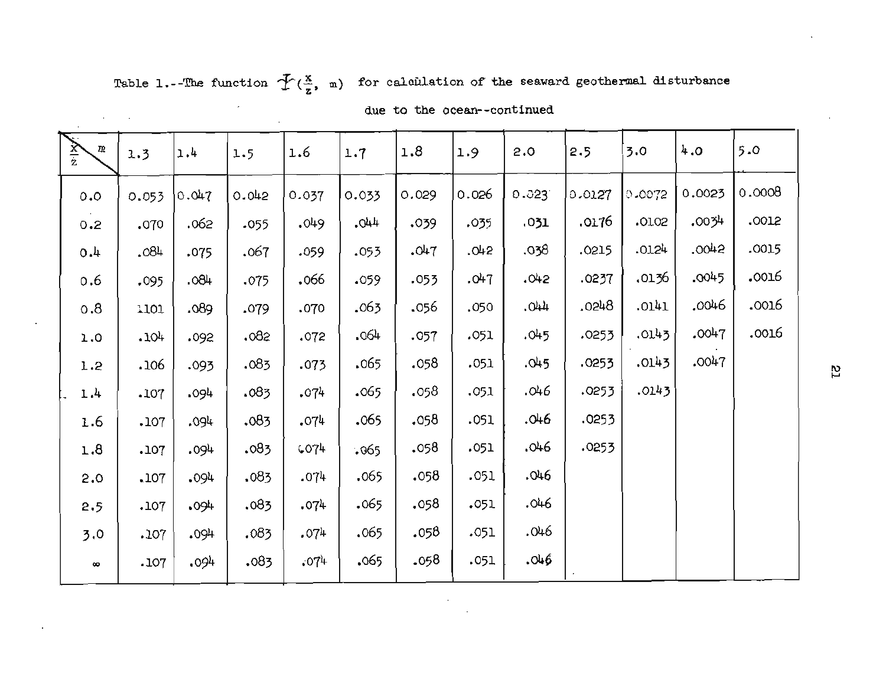Table 1.--The function $\Phi(\frac{x}{z}, m)$ for calculation of the seaward geothermal disturbance due to the ocean--continued

| $\frac{x}{z}$ \ $m$ | 1.3 | 1.4 | 1.5 | 1.6 | 1.7 | 1.8 | 1.9 | 2.0 | 2.5 | 3.0 | 4.0 | 5.0 |
|---|---|---|---|---|---|---|---|---|---|---|---|---|
| 0.0 | 0.053 | 0.047 | 0.042 | 0.037 | 0.033 | 0.029 | 0.026 | 0.023 | 0.0127 | 0.0072 | 0.0023 | 0.0008 |
| 0.2 | .070 | .062 | .055 | .049 | .044 | .039 | .035 | .031 | .0176 | .0102 | .0034 | .0012 |
| 0.4 | .084 | .075 | .067 | .059 | .053 | .047 | .042 | .038 | .0215 | .0124 | .0042 | .0015 |
| 0.6 | .095 | .084 | .075 | .066 | .059 | .053 | .047 | .042 | .0237 | .0136 | .0045 | .0016 |
| 0.8 | .101 | .089 | .079 | .070 | .063 | .056 | .050 | .044 | .0248 | .0141 | .0046 | .0016 |
| 1.0 | .104 | .092 | .082 | .072 | .064 | .057 | .051 | .045 | .0253 | .0143 | .0047 | .0016 |
| 1.2 | .106 | .093 | .083 | .073 | .065 | .058 | .051 | .045 | .0253 | .0143 | .0047 | |
| 1.4 | .107 | .094 | .083 | .074 | .065 | .058 | .051 | .046 | .0253 | .0143 | | |
| 1.6 | .107 | .094 | .083 | .074 | .065 | .058 | .051 | .046 | .0253 | | | |
| 1.8 | .107 | .094 | .083 | .074 | .065 | .058 | .051 | .046 | .0253 | | | |
| 2.0 | .107 | .094 | .083 | .074 | .065 | .058 | .051 | .046 | | | | |
| 2.5 | .107 | .094 | .083 | .074 | .065 | .058 | .051 | .046 | | | | |
| 3.0 | .107 | .094 | .083 | .074 | .065 | .058 | .051 | .046 | | | | |
| $\infty$ | .107 | .094 | .083 | .074 | .065 | .058 | .051 | .046 | | | | |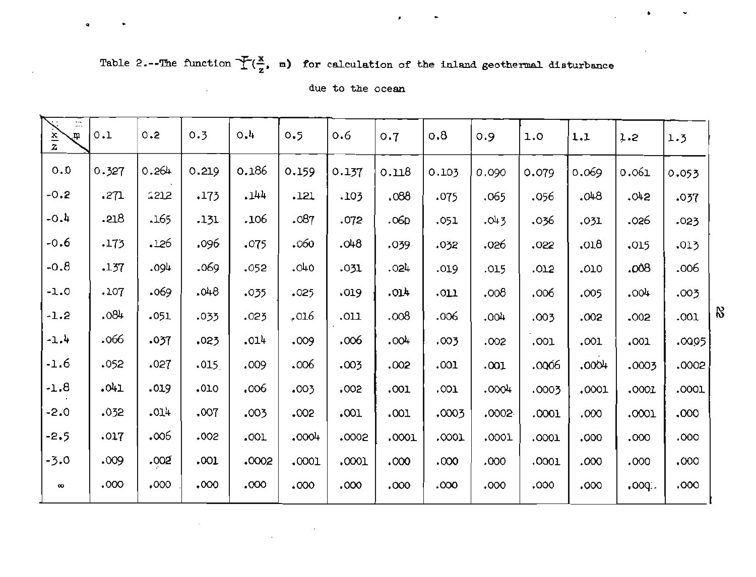Table 2.--The function $\Upsilon(\frac{x}{z}, m)$ for calculation of the inland geothermal disturbance due to the ocean

| $\frac{x}{z}$ \ m | 0.1 | 0.2 | 0.3 | 0.4 | 0.5 | 0.6 | 0.7 | 0.8 | 0.9 | 1.0 | 1.1 | 1.2 | 1.3 |
|---|---|---|---|---|---|---|---|---|---|---|---|---|---|
| 0.0 | 0.327 | 0.264 | 0.219 | 0.186 | 0.159 | 0.137 | 0.118 | 0.103 | 0.090 | 0.079 | 0.069 | 0.061 | 0.053 |
| -0.2 | .271 | .212 | .173 | .144 | .121 | .103 | .088 | .075 | .065 | .056 | .048 | .042 | .037 |
| -0.4 | .218 | .165 | .131 | .106 | .087 | .072 | .060 | .051 | .043 | .036 | .031 | .026 | .023 |
| -0.6 | .173 | .126 | .096 | .075 | .060 | .048 | .039 | .032 | .026 | .022 | .018 | .015 | .013 |
| -0.8 | .137 | .094 | .069 | .052 | .040 | .031 | .024 | .019 | .015 | .012 | .010 | .008 | .006 |
| -1.0 | .107 | .069 | .048 | .035 | .025 | .019 | .014 | .011 | .008 | .006 | .005 | .004 | .003 |
| -1.2 | .084 | .051 | .033 | .023 | .016 | .011 | .008 | .006 | .004 | .003 | .002 | .002 | .001 |
| -1.4 | .066 | .037 | .023 | .014 | .009 | .006 | .004 | .003 | .002 | .001 | .001 | .001 | .0005 |
| -1.6 | .052 | .027 | .015 | .009 | .006 | .003 | .002 | .001 | .001 | .0006 | .0004 | .0003 | .0002 |
| -1.8 | .041 | .019 | .010 | .006 | .003 | .002 | .001 | .001 | .0004 | .0003 | .0001 | .0001 | .0001 |
| -2.0 | .032 | .014 | .007 | .003 | .002 | .001 | .001 | .0003 | .0002 | .0001 | .000 | .0001 | .000 |
| -2.5 | .017 | .006 | .002 | .001 | .0004 | .0002 | .0001 | .0001 | .0001 | .0001 | .000 | .000 | .000 |
| -3.0 | .009 | .002 | .001 | .0002 | .0001 | .0001 | .000 | .000 | .000 | .0001 | .000 | .000 | .000 |
| ∞ | .000 | .000 | .000 | .000 | .000 | .000 | .000 | .000 | .000 | .000 | .000 | .000 | .000 |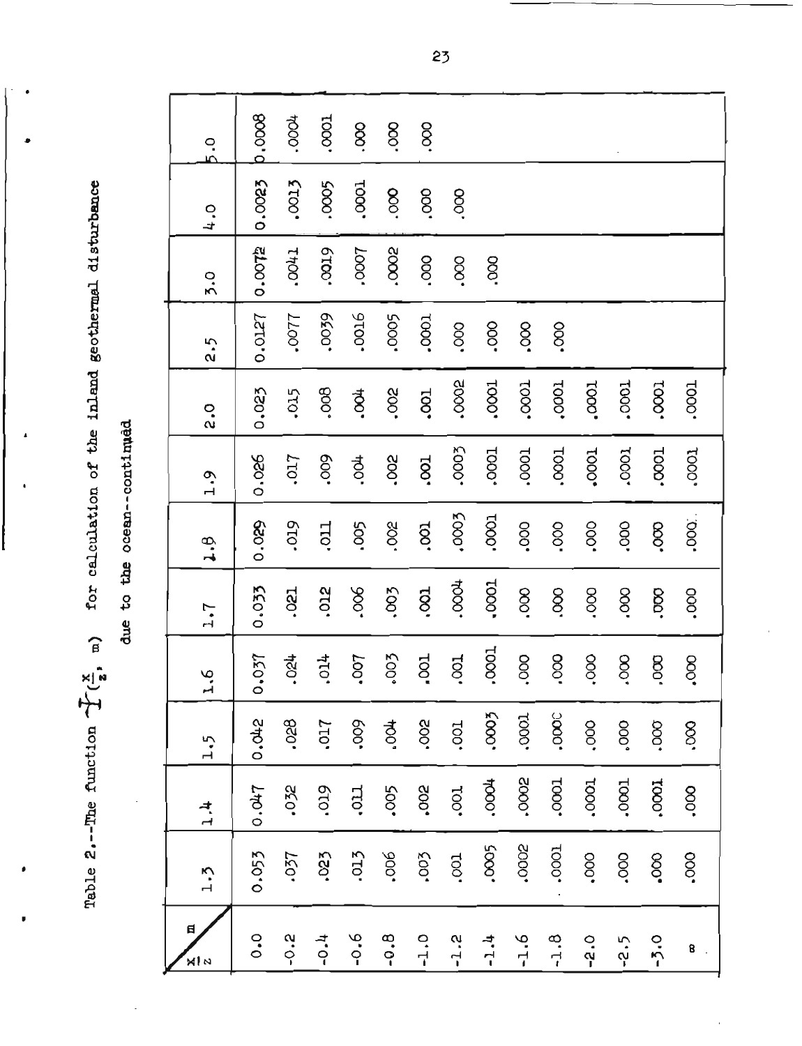Table 2.--The function $\Upsilon(\frac{x}{z}, m)$ for calculation of the inland geothermal disturbance due to the ocean--continued

| $\frac{x}{z}$ \ m | 1.3 | 1.4 | 1.5 | 1.6 | 1.7 | 1.8 | 1.9 | 2.0 | 2.5 | 3.0 | 4.0 | 5.0 |
|---|---|---|---|---|---|---|---|---|---|---|---|---|
| 0.0 | 0.053 | 0.047 | 0.042 | 0.037 | 0.033 | 0.029 | 0.026 | 0.023 | 0.0127 | 0.0072 | 0.0023 | 0.0008 |
| -0.2 | .037 | .032 | .028 | .024 | .021 | .019 | .017 | .015 | .0077 | .0041 | .0013 | .0004 |
| -0.4 | .023 | .019 | .017 | .014 | .012 | .011 | .009 | .008 | .0039 | .0019 | .0005 | .0001 |
| -0.6 | .013 | .011 | .009 | .007 | .006 | .005 | .004 | .004 | .0016 | .0007 | .0001 | .000 |
| -0.8 | .006 | .005 | .004 | .003 | .003 | .002 | .002 | .002 | .0005 | .0002 | .000 | .000 |
| -1.0 | .003 | .002 | .002 | .001 | .001 | .001 | .001 | .001 | .0001 | .000 | .000 | .000 |
| -1.2 | .001 | .001 | .001 | .001 | .0004 | .0003 | .0003 | .0002 | .000 | .000 | .000 | |
| -1.4 | .0005 | .0004 | .0003 | .0001 | .0001 | .0001 | .0001 | .0001 | .000 | .000 | | |
| -1.6 | .0002 | .0002 | .0001 | .000 | .000 | .000 | .0001 | .0001 | .000 | | | |
| -1.8 | .0001 | .0001 | .0000 | .000 | .000 | .000 | .0001 | .0001 | .000 | | | |
| -2.0 | .000 | .0001 | .000 | .000 | .000 | .000 | .0001 | .0001 | | | | |
| -2.5 | .000 | .0001 | .000 | .000 | .000 | .000 | .0001 | .0001 | | | | |
| -3.0 | .000 | .0001 | .000 | .000 | .000 | .000 | .0001 | .0001 | | | | |
| $\infty$ | .000 | .000 | .000 | .000 | .000 | .000 | .0001 | .0001 | | | | |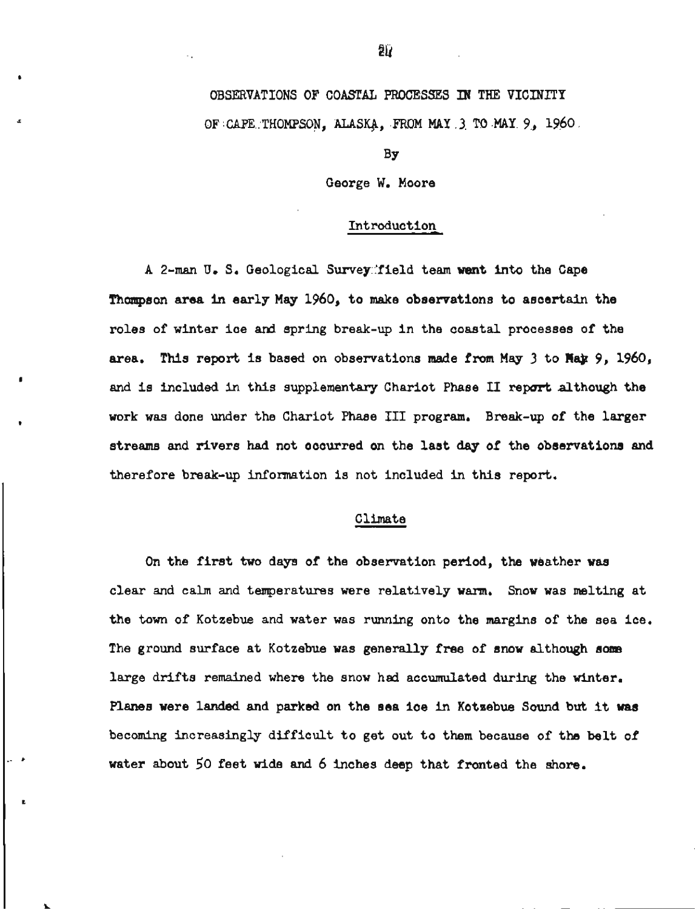# OBSERVATIONS OF COASTAL PROCESSES IN THE VICINITY OF CAPE THOMPSON, ALASKA, FROM MAY 3 TO MAY 9, 1960

By

George W. Moore

## Introduction

A 2-man U. S. Geological Survey field team went into the Cape Thompson area in early May 1960, to make observations to ascertain the roles of winter ice and spring break-up in the coastal processes of the area. This report is based on observations made from May 3 to May 9, 1960, and is included in this supplementary Chariot Phase II report although the work was done under the Chariot Phase III program. Break-up of the larger streams and rivers had not occurred on the last day of the observations and therefore break-up information is not included in this report.

## Climate

On the first two days of the observation period, the weather was clear and calm and temperatures were relatively warm. Snow was melting at the town of Kotzebue and water was running onto the margins of the sea ice. The ground surface at Kotzebue was generally free of snow although some large drifts remained where the snow had accumulated during the winter. Planes were landed and parked on the sea ice in Kotzebue Sound but it was becoming increasingly difficult to get out to them because of the belt of water about 50 feet wide and 6 inches deep that fronted the shore.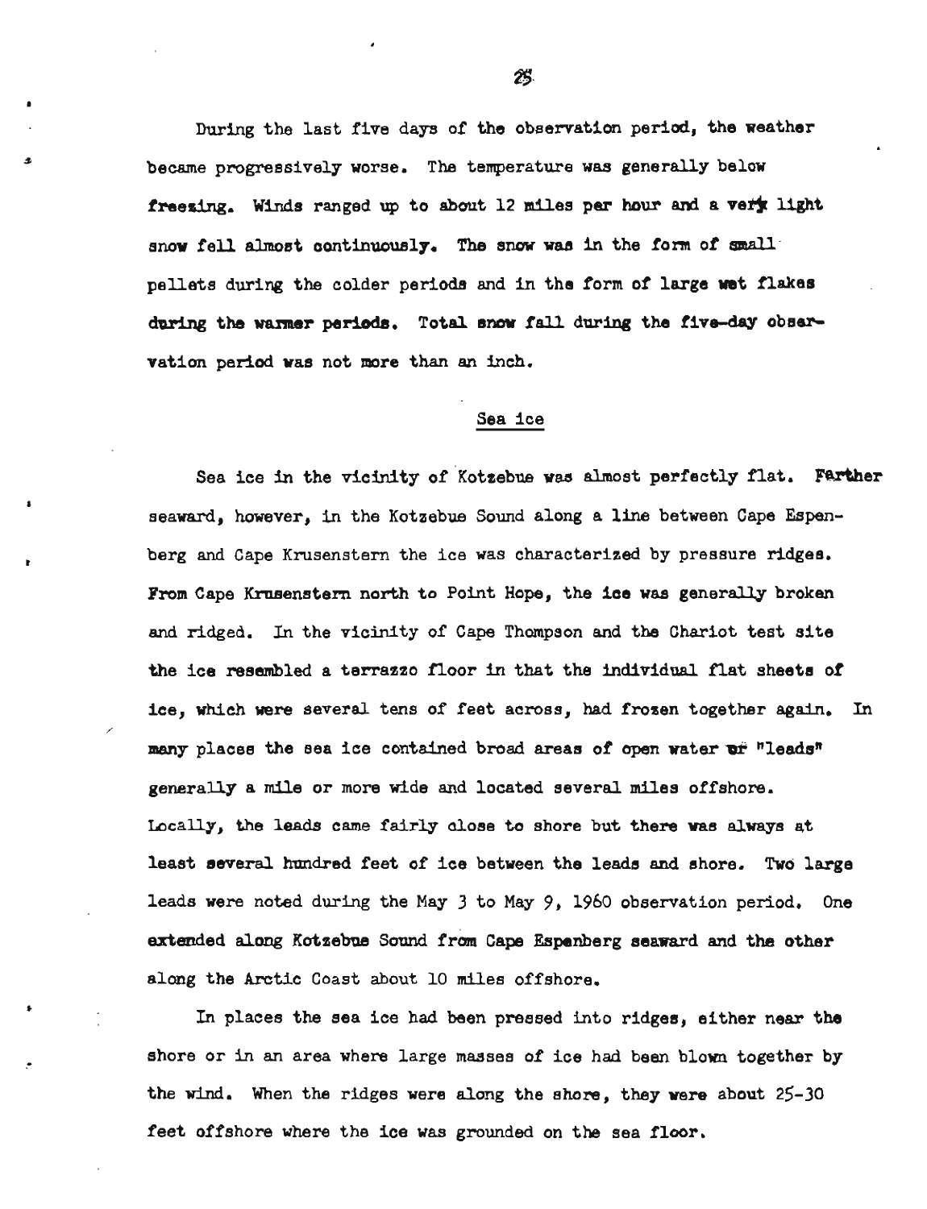During the last five days of the observation period, the weather became progressively worse. The temperature was generally below freezing. Winds ranged up to about 12 miles per hour and a very light snow fell almost continuously. The snow was in the form of small pellets during the colder periods and in the form of large wet flakes during the warmer periods. Total snow fall during the five-day observation period was not more than an inch.

## Sea ice

Sea ice in the vicinity of Kotzebue was almost perfectly flat. Farther seaward, however, in the Kotzebue Sound along a line between Cape Espenberg and Cape Krusenstern the ice was characterized by pressure ridges. From Cape Krusenstern north to Point Hope, the ice was generally broken and ridged. In the vicinity of Cape Thompson and the Chariot test site the ice resembled a terrazzo floor in that the individual flat sheets of ice, which were several tens of feet across, had frozen together again. In many places the sea ice contained broad areas of open water or "leads" generally a mile or more wide and located several miles offshore. Locally, the leads came fairly close to shore but there was always at least several hundred feet of ice between the leads and shore. Two large leads were noted during the May 3 to May 9, 1960 observation period. One extended along Kotzebue Sound from Cape Espenberg seaward and the other along the Arctic Coast about 10 miles offshore.

In places the sea ice had been pressed into ridges, either near the shore or in an area where large masses of ice had been blown together by the wind. When the ridges were along the shore, they were about 25-30 feet offshore where the ice was grounded on the sea floor.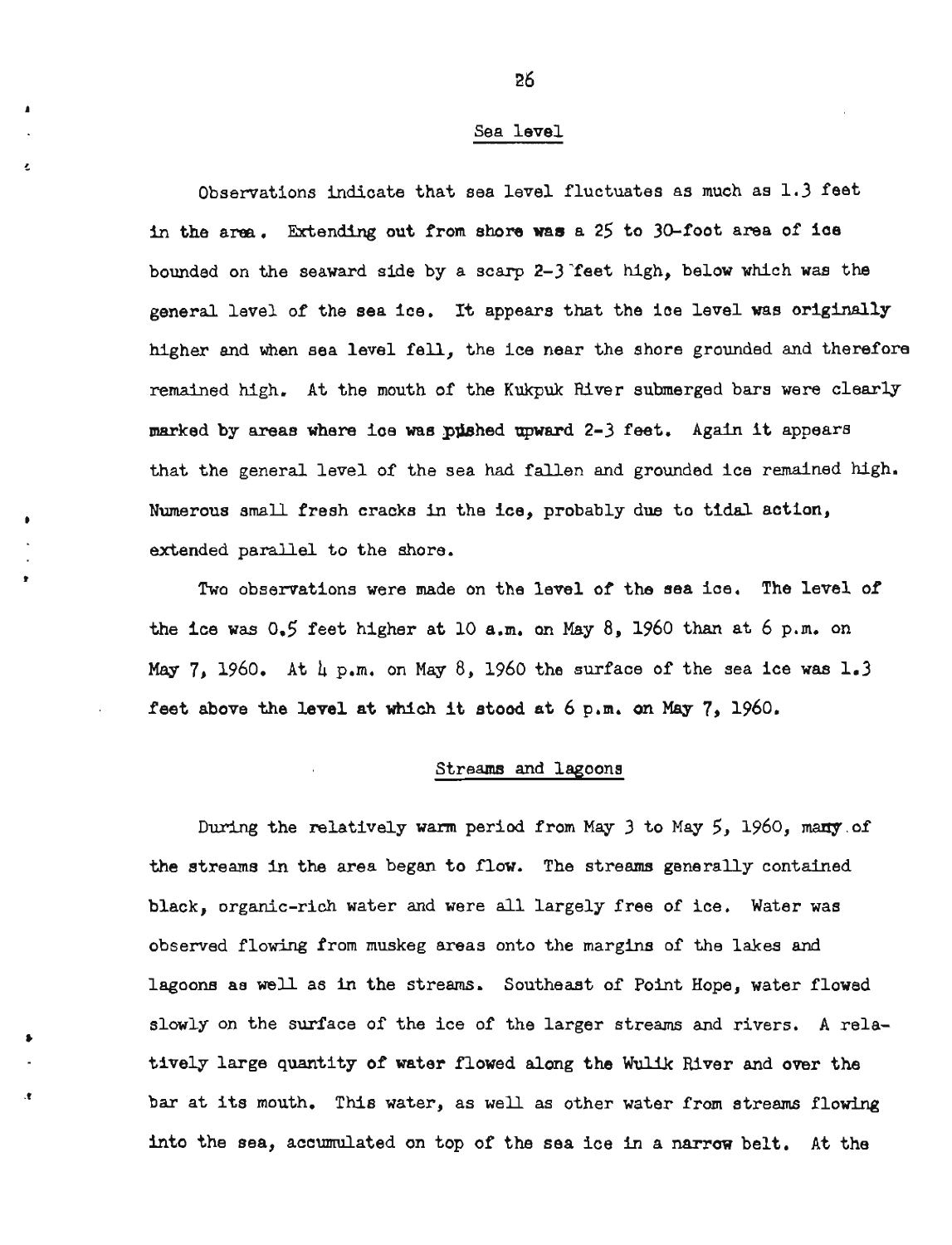## Sea level

Observations indicate that sea level fluctuates as much as 1.3 feet in the area. Extending out from shore was a 25 to 30-foot area of ice bounded on the seaward side by a scarp 2-3 feet high, below which was the general level of the sea ice. It appears that the ice level was originally higher and when sea level fell, the ice near the shore grounded and therefore remained high. At the mouth of the Kukpuk River submerged bars were clearly marked by areas where ice was pushed upward 2-3 feet. Again it appears that the general level of the sea had fallen and grounded ice remained high. Numerous small fresh cracks in the ice, probably due to tidal action, extended parallel to the shore.

Two observations were made on the level of the sea ice. The level of the ice was 0.5 feet higher at 10 a.m. on May 8, 1960 than at 6 p.m. on May 7, 1960. At 4 p.m. on May 8, 1960 the surface of the sea ice was 1.3 feet above the level at which it stood at 6 p.m. on May 7, 1960.

## Streams and lagoons

During the relatively warm period from May 3 to May 5, 1960, many of the streams in the area began to flow. The streams generally contained black, organic-rich water and were all largely free of ice. Water was observed flowing from muskeg areas onto the margins of the lakes and lagoons as well as in the streams. Southeast of Point Hope, water flowed slowly on the surface of the ice of the larger streams and rivers. A relatively large quantity of water flowed along the Wulik River and over the bar at its mouth. This water, as well as other water from streams flowing into the sea, accumulated on top of the sea ice in a narrow belt. At the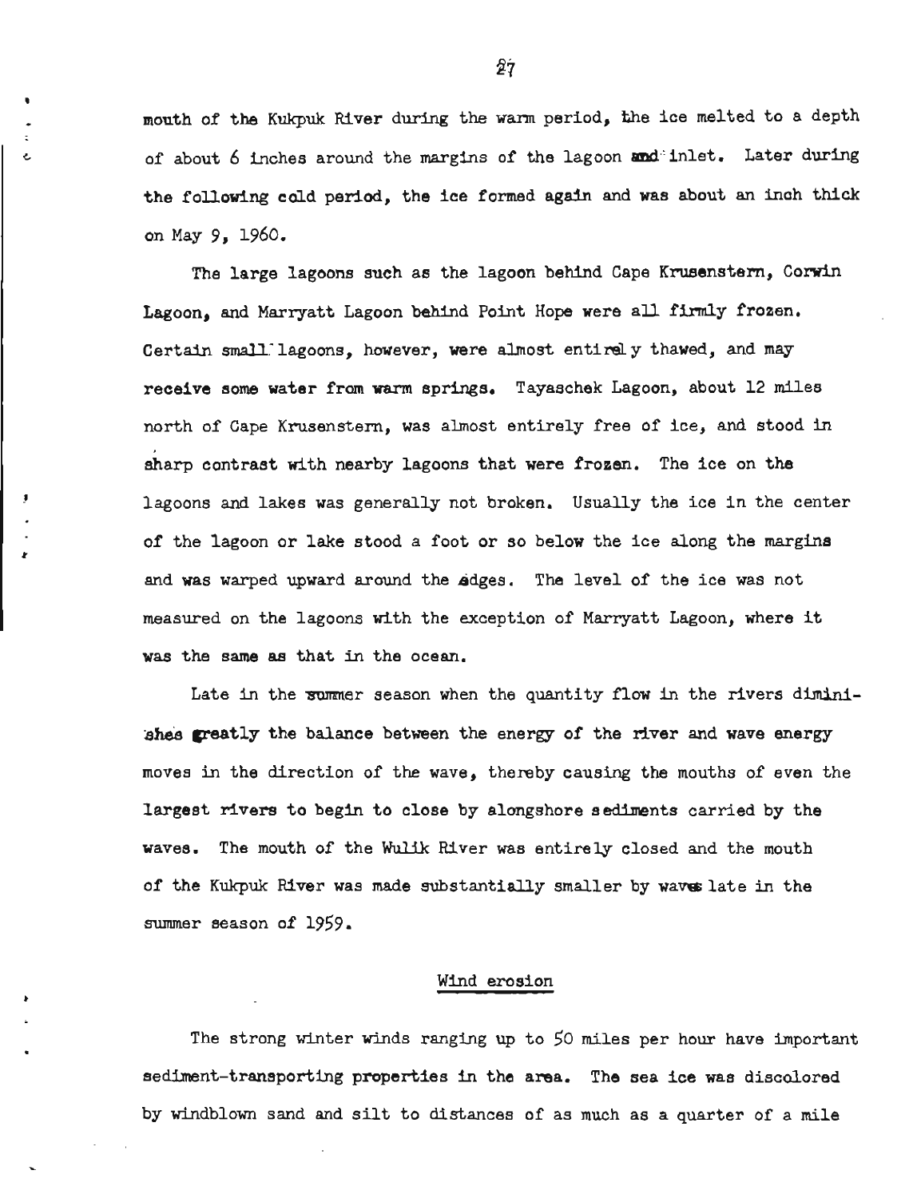mouth of the Kukpuk River during the warm period, the ice melted to a depth of about 6 inches around the margins of the lagoon and inlet. Later during the following cold period, the ice formed again and was about an inch thick on May 9, 1960.

The large lagoons such as the lagoon behind Cape Krusenstern, Corwin Lagoon, and Marryatt Lagoon behind Point Hope were all firmly frozen. Certain small lagoons, however, were almost entirely thawed, and may receive some water from warm springs. Tayaschek Lagoon, about 12 miles north of Cape Krusenstern, was almost entirely free of ice, and stood in sharp contrast with nearby lagoons that were frozen. The ice on the lagoons and lakes was generally not broken. Usually the ice in the center of the lagoon or lake stood a foot or so below the ice along the margins and was warped upward around the edges. The level of the ice was not measured on the lagoons with the exception of Marryatt Lagoon, where it was the same as that in the ocean.

Late in the summer season when the quantity flow in the rivers diminishes greatly the balance between the energy of the river and wave energy moves in the direction of the wave, thereby causing the mouths of even the largest rivers to begin to close by alongshore sediments carried by the waves. The mouth of the Wulik River was entirely closed and the mouth of the Kukpuk River was made substantially smaller by waves late in the summer season of 1959.

## Wind erosion

The strong winter winds ranging up to 50 miles per hour have important sediment-transporting properties in the area. The sea ice was discolored by windblown sand and silt to distances of as much as a quarter of a mile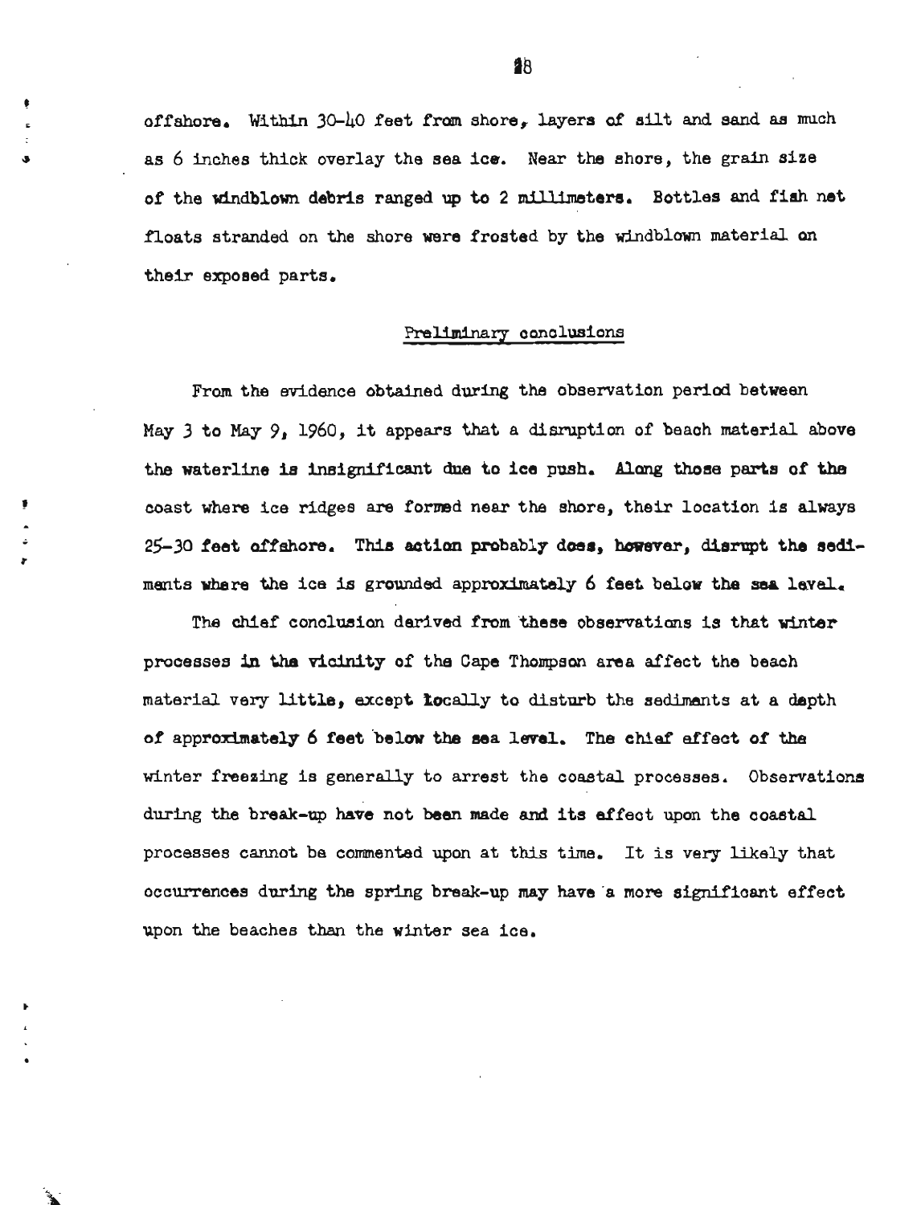offshore. Within 30-40 feet from shore, layers of silt and sand as much as 6 inches thick overlay the sea ice. Near the shore, the grain size of the windblown debris ranged up to 2 millimeters. Bottles and fish net floats stranded on the shore were frosted by the windblown material on their exposed parts.

## Preliminary conclusions

From the evidence obtained during the observation period between May 3 to May 9, 1960, it appears that a disruption of beach material above the waterline is insignificant due to ice push. Along those parts of the coast where ice ridges are formed near the shore, their location is always 25-30 feet offshore. This action probably does, however, disrupt the sediments where the ice is grounded approximately 6 feet below the sea level.

The chief conclusion derived from these observations is that winter processes in the vicinity of the Cape Thompson area affect the beach material very little, except locally to disturb the sediments at a depth of approximately 6 feet below the sea level. The chief effect of the winter freezing is generally to arrest the coastal processes. Observations during the break-up have not been made and its effect upon the coastal processes cannot be commented upon at this time. It is very likely that occurrences during the spring break-up may have a more significant effect upon the beaches than the winter sea ice.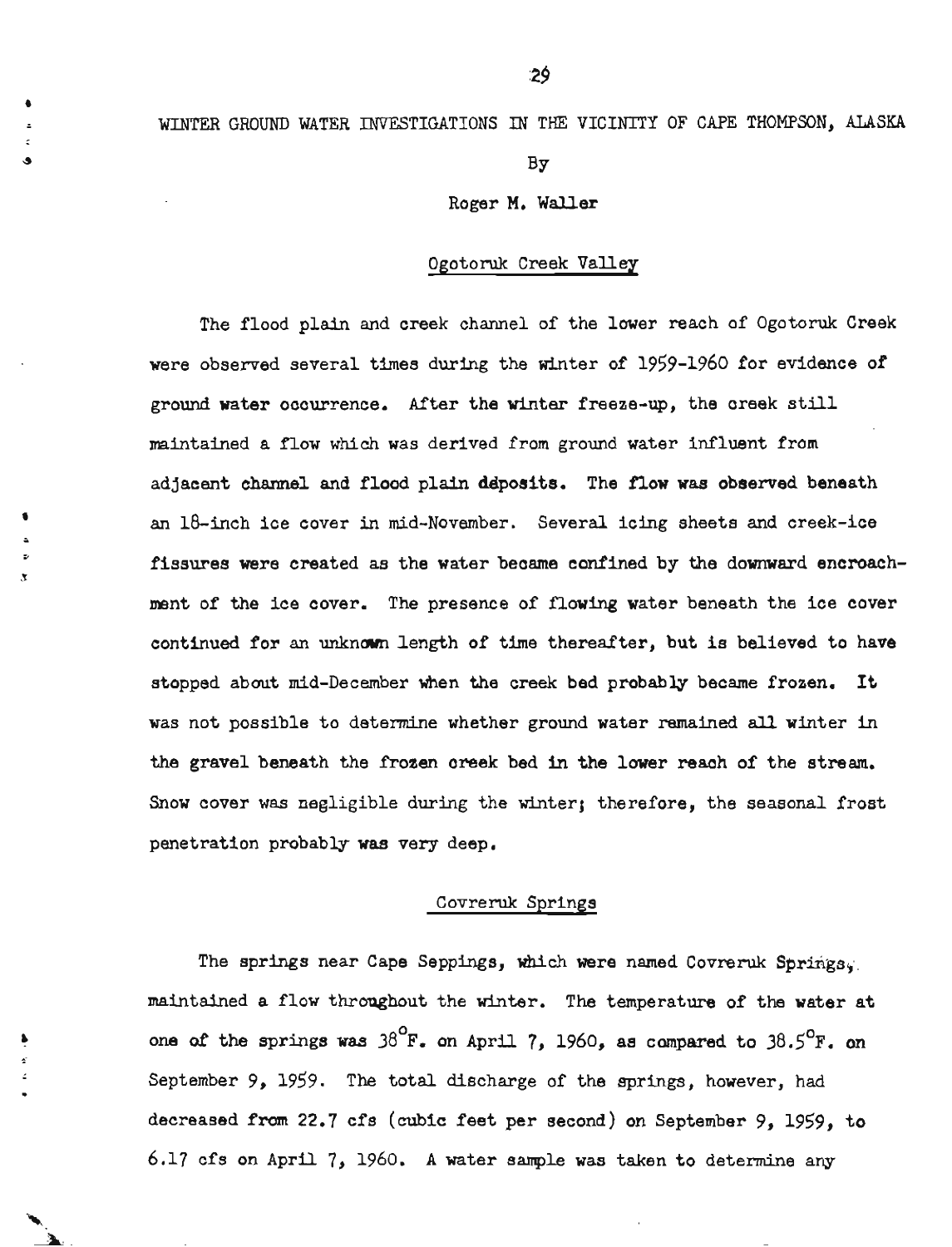# WINTER GROUND WATER INVESTIGATIONS IN THE VICINITY OF CAPE THOMPSON, ALASKA

By

Roger M. Waller

## Ogotoruk Creek Valley

The flood plain and creek channel of the lower reach of Ogotoruk Creek were observed several times during the winter of 1959-1960 for evidence of ground water occurrence. After the winter freeze-up, the creek still maintained a flow which was derived from ground water influent from adjacent channel and flood plain deposits. The flow was observed beneath an 18-inch ice cover in mid-November. Several icing sheets and creek-ice fissures were created as the water became confined by the downward encroachment of the ice cover. The presence of flowing water beneath the ice cover continued for an unknown length of time thereafter, but is believed to have stopped about mid-December when the creek bed probably became frozen. It was not possible to determine whether ground water remained all winter in the gravel beneath the frozen creek bed in the lower reach of the stream. Snow cover was negligible during the winter; therefore, the seasonal frost penetration probably was very deep.

## Covreruk Springs

The springs near Cape Seppings, which were named Covreruk Springs, maintained a flow throughout the winter. The temperature of the water at one of the springs was 38°F. on April 7, 1960, as compared to 38.5°F. on September 9, 1959. The total discharge of the springs, however, had decreased from 22.7 cfs (cubic feet per second) on September 9, 1959, to 6.17 cfs on April 7, 1960. A water sample was taken to determine any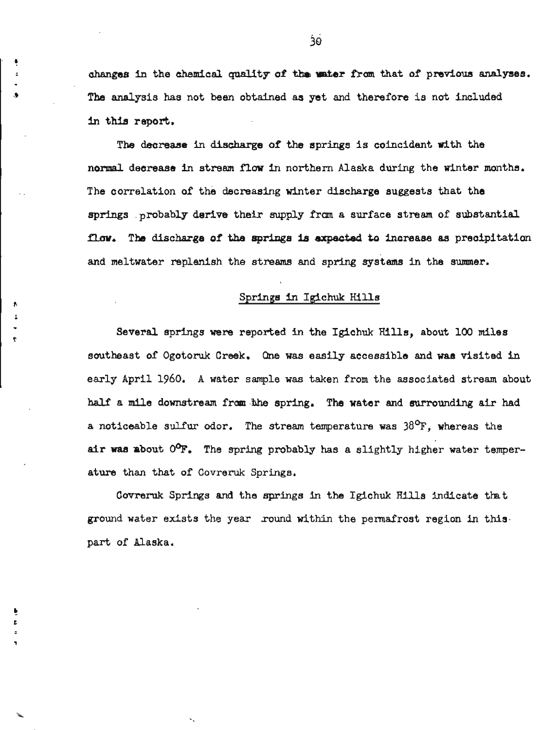changes in the chemical quality of the water from that of previous analyses. The analysis has not been obtained as yet and therefore is not included in this report.

The decrease in discharge of the springs is coincident with the normal decrease in stream flow in northern Alaska during the winter months. The correlation of the decreasing winter discharge suggests that the springs probably derive their supply from a surface stream of substantial flow. The discharge of the springs is expected to increase as precipitation and meltwater replenish the streams and spring systems in the summer.

## Springs in Igichuk Hills

Several springs were reported in the Igichuk Hills, about 100 miles southeast of Ogotoruk Creek. One was easily accessible and was visited in early April 1960. A water sample was taken from the associated stream about half a mile downstream from the spring. The water and surrounding air had a noticeable sulfur odor. The stream temperature was 38°F, whereas the air was about 0°F. The spring probably has a slightly higher water temperature than that of Covreruk Springs.

Covreruk Springs and the springs in the Igichuk Hills indicate that ground water exists the year round within the permafrost region in this part of Alaska.